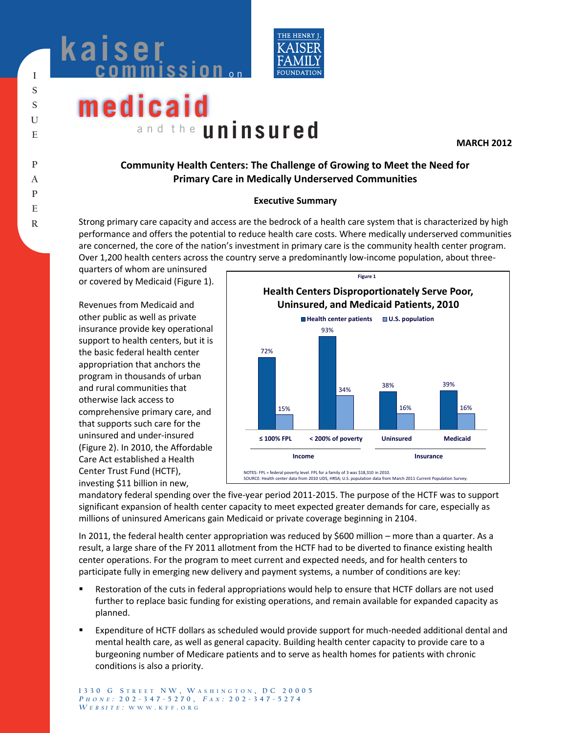kaiser commission on medicaid and the uninsured

ISSUE PAPER

**MARCH 2012**

# Community Health Centers: The Challenge of Growing to Meet the Need for Primary Care in Medically Underserved Communities

## Executive Summary

Strong primary care capacity and access are the bedrock of a health care system that is characterized by high performance and offers the potential to reduce health care costs. Where medically underserved communities are concerned, the core of the nation's investment in primary care is the community health center program. Over 1,200 health centers across the country serve a predominantly low-income population, about three-quarters of whom are uninsured or covered by Medicaid (Figure 1).

Figure 1

**Health Centers Disproportionately Serve Poor, Uninsured, and Medicaid Patients, 2010**

| | | Health center patients | U.S. population |
|---|---|---|---|
| Income | ≤ 100% FPL | 72% | 15% |
| | < 200% of poverty | 93% | 34% |
| Insurance | Uninsured | 38% | 16% |
| | Medicaid | 39% | 16% |

NOTES: FPL = federal poverty level. FPL for a family of 3 was $18,310 in 2010.
SOURCE: Health center data from 2010 UDS, HRSA; U.S. population data from March 2011 Current Population Survey.

Revenues from Medicaid and other public as well as private insurance provide key operational support to health centers, but it is the basic federal health center appropriation that anchors the program in thousands of urban and rural communities that otherwise lack access to comprehensive primary care, and that supports such care for the uninsured and under-insured (Figure 2). In 2010, the Affordable Care Act established a Health Center Trust Fund (HCTF), investing $11 billion in new, mandatory federal spending over the five-year period 2011-2015. The purpose of the HCTF was to support significant expansion of health center capacity to meet expected greater demands for care, especially as millions of uninsured Americans gain Medicaid or private coverage beginning in 2104.

In 2011, the federal health center appropriation was reduced by $600 million – more than a quarter. As a result, a large share of the FY 2011 allotment from the HCTF had to be diverted to finance existing health center operations. For the program to meet current and expected needs, and for health centers to participate fully in emerging new delivery and payment systems, a number of conditions are key:

- Restoration of the cuts in federal appropriations would help to ensure that HCTF dollars are not used further to replace basic funding for existing operations, and remain available for expanded capacity as planned.
- Expenditure of HCTF dollars as scheduled would provide support for much-needed additional dental and mental health care, as well as general capacity. Building health center capacity to provide care to a burgeoning number of Medicare patients and to serve as health homes for patients with chronic conditions is also a priority.

1330 G Street NW, Washington, DC 20005
*Phone:* 202-347-5270, *Fax:* 202-347-5274
*Website:* www.kff.org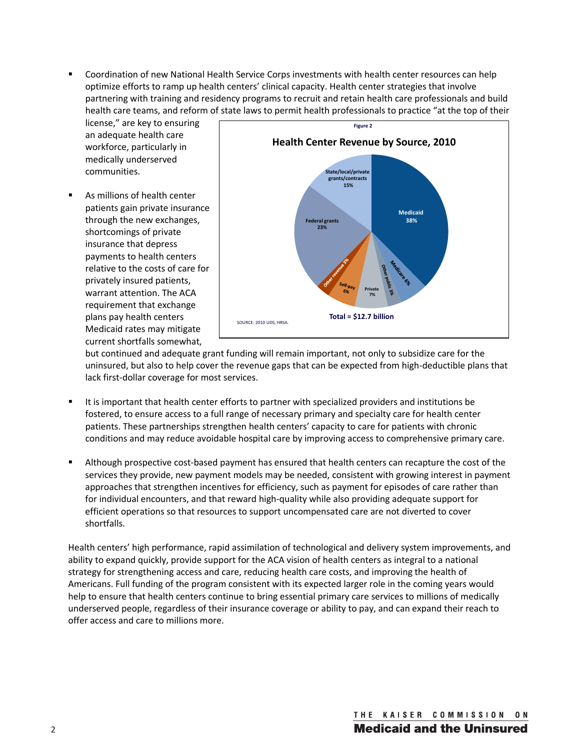- Coordination of new National Health Service Corps investments with health center resources can help optimize efforts to ramp up health centers' clinical capacity. Health center strategies that involve partnering with training and residency programs to recruit and retain health care professionals and build health care teams, and reform of state laws to permit health professionals to practice "at the top of their license," are key to ensuring an adequate health care workforce, particularly in medically underserved communities.

- As millions of health center patients gain private insurance through the new exchanges, shortcomings of private insurance that depress payments to health centers relative to the costs of care for privately insured patients, warrant attention. The ACA requirement that exchange plans pay health centers Medicaid rates may mitigate current shortfalls somewhat, but continued and adequate grant funding will remain important, not only to subsidize care for the uninsured, but also to help cover the revenue gaps that can be expected from high-deductible plans that lack first-dollar coverage for most services.

Figure 2

**Health Center Revenue by Source, 2010**

- Medicaid 38%
- Medicare 6%
- Other public 3%
- Private 7%
- Self-pay 6%
- Other revenue 3%
- Federal grants 23%
- State/local/private grants/contracts 15%

Total = $12.7 billion

SOURCE: 2010 UDS, HRSA.

- It is important that health center efforts to partner with specialized providers and institutions be fostered, to ensure access to a full range of necessary primary and specialty care for health center patients. These partnerships strengthen health centers' capacity to care for patients with chronic conditions and may reduce avoidable hospital care by improving access to comprehensive primary care.

- Although prospective cost-based payment has ensured that health centers can recapture the cost of the services they provide, new payment models may be needed, consistent with growing interest in payment approaches that strengthen incentives for efficiency, such as payment for episodes of care rather than for individual encounters, and that reward high-quality while also providing adequate support for efficient operations so that resources to support uncompensated care are not diverted to cover shortfalls.

Health centers' high performance, rapid assimilation of technological and delivery system improvements, and ability to expand quickly, provide support for the ACA vision of health centers as integral to a national strategy for strengthening access and care, reducing health care costs, and improving the health of Americans. Full funding of the program consistent with its expected larger role in the coming years would help to ensure that health centers continue to bring essential primary care services to millions of medically underserved people, regardless of their insurance coverage or ability to pay, and can expand their reach to offer access and care to millions more.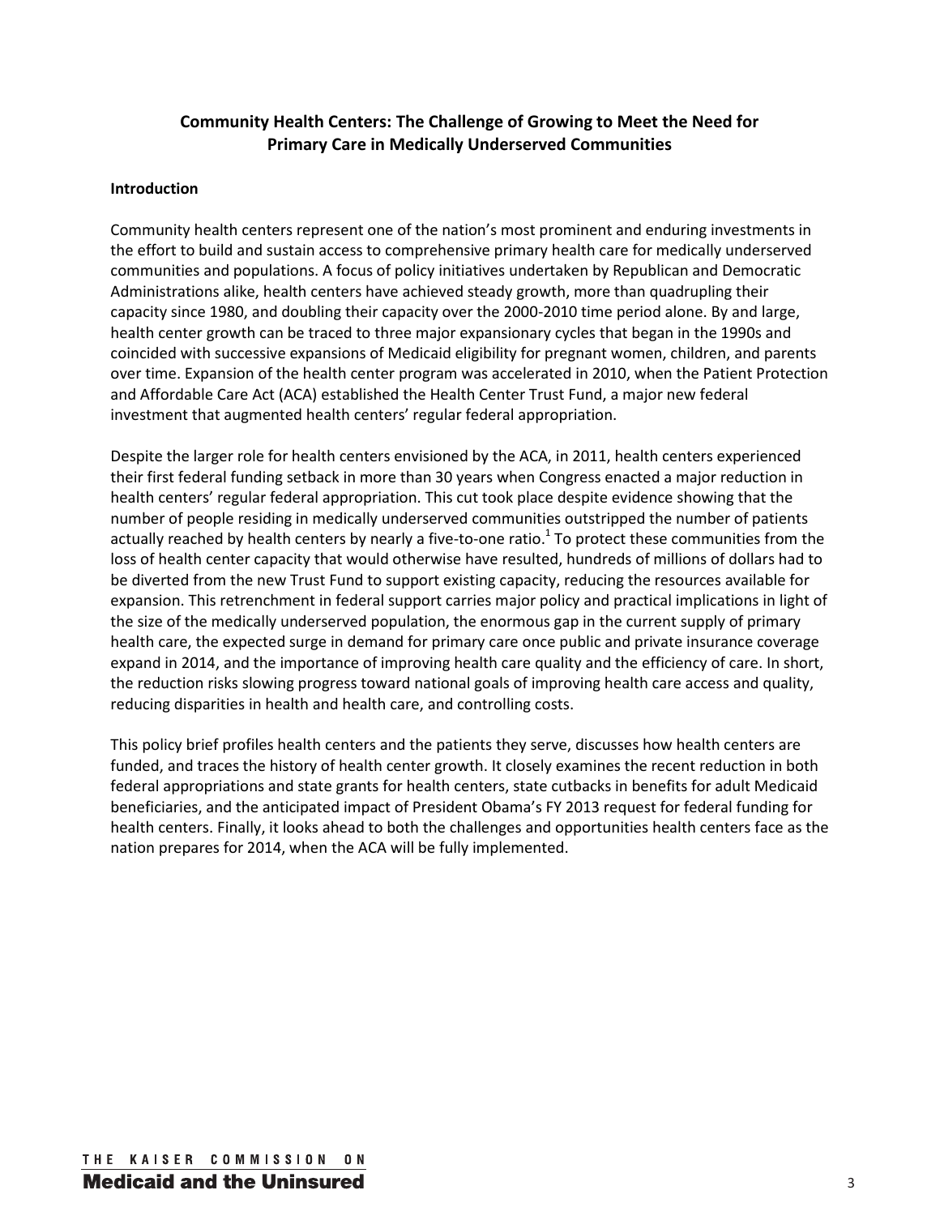# Community Health Centers: The Challenge of Growing to Meet the Need for Primary Care in Medically Underserved Communities

## Introduction

Community health centers represent one of the nation's most prominent and enduring investments in the effort to build and sustain access to comprehensive primary health care for medically underserved communities and populations. A focus of policy initiatives undertaken by Republican and Democratic Administrations alike, health centers have achieved steady growth, more than quadrupling their capacity since 1980, and doubling their capacity over the 2000-2010 time period alone. By and large, health center growth can be traced to three major expansionary cycles that began in the 1990s and coincided with successive expansions of Medicaid eligibility for pregnant women, children, and parents over time. Expansion of the health center program was accelerated in 2010, when the Patient Protection and Affordable Care Act (ACA) established the Health Center Trust Fund, a major new federal investment that augmented health centers' regular federal appropriation.

Despite the larger role for health centers envisioned by the ACA, in 2011, health centers experienced their first federal funding setback in more than 30 years when Congress enacted a major reduction in health centers' regular federal appropriation. This cut took place despite evidence showing that the number of people residing in medically underserved communities outstripped the number of patients actually reached by health centers by nearly a five-to-one ratio.[1] To protect these communities from the loss of health center capacity that would otherwise have resulted, hundreds of millions of dollars had to be diverted from the new Trust Fund to support existing capacity, reducing the resources available for expansion. This retrenchment in federal support carries major policy and practical implications in light of the size of the medically underserved population, the enormous gap in the current supply of primary health care, the expected surge in demand for primary care once public and private insurance coverage expand in 2014, and the importance of improving health care quality and the efficiency of care. In short, the reduction risks slowing progress toward national goals of improving health care access and quality, reducing disparities in health and health care, and controlling costs.

This policy brief profiles health centers and the patients they serve, discusses how health centers are funded, and traces the history of health center growth. It closely examines the recent reduction in both federal appropriations and state grants for health centers, state cutbacks in benefits for adult Medicaid beneficiaries, and the anticipated impact of President Obama's FY 2013 request for federal funding for health centers. Finally, it looks ahead to both the challenges and opportunities health centers face as the nation prepares for 2014, when the ACA will be fully implemented.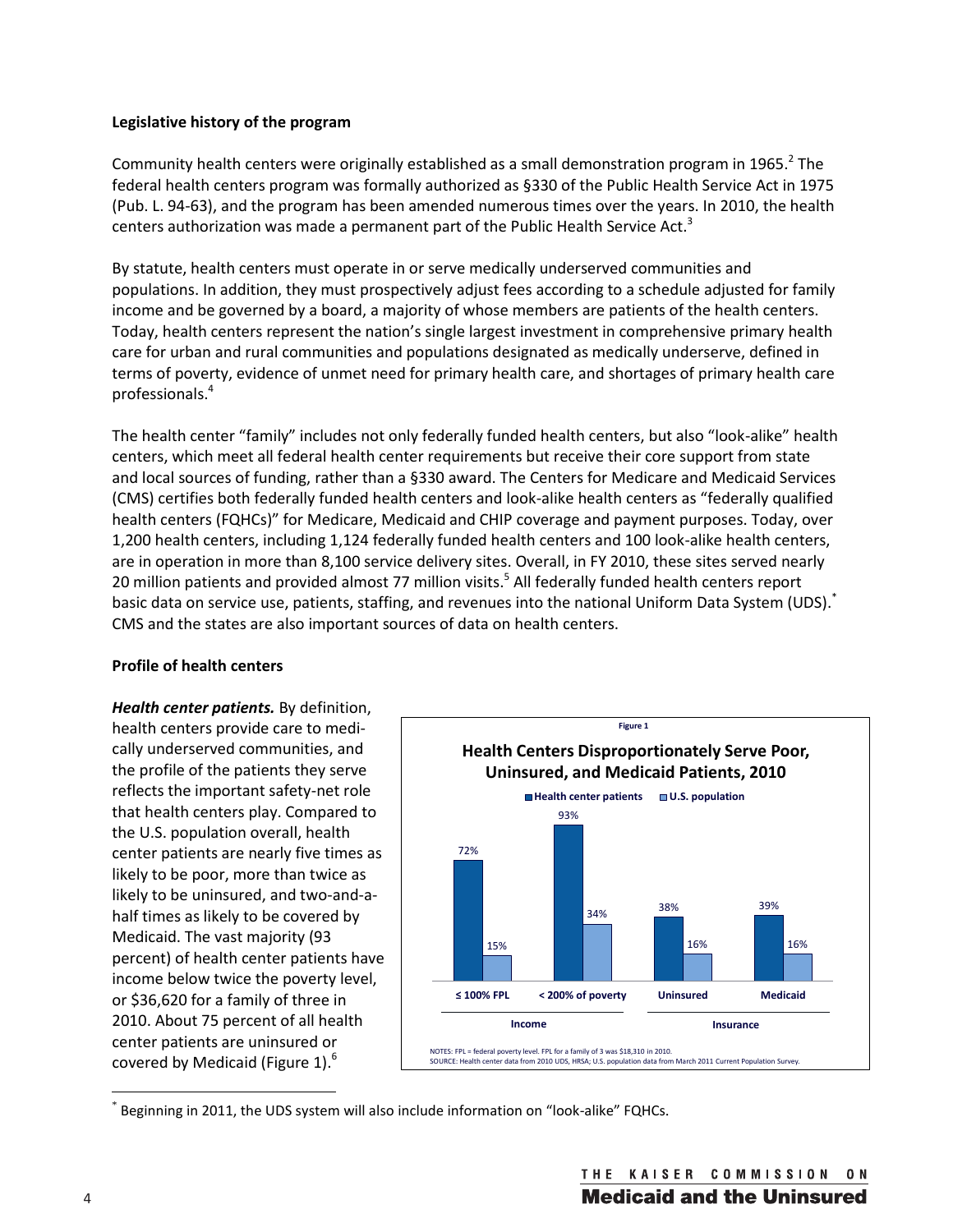**Legislative history of the program**

Community health centers were originally established as a small demonstration program in 1965.[2] The federal health centers program was formally authorized as §330 of the Public Health Service Act in 1975 (Pub. L. 94-63), and the program has been amended numerous times over the years. In 2010, the health centers authorization was made a permanent part of the Public Health Service Act.[3]

By statute, health centers must operate in or serve medically underserved communities and populations. In addition, they must prospectively adjust fees according to a schedule adjusted for family income and be governed by a board, a majority of whose members are patients of the health centers. Today, health centers represent the nation's single largest investment in comprehensive primary health care for urban and rural communities and populations designated as medically underserve, defined in terms of poverty, evidence of unmet need for primary health care, and shortages of primary health care professionals.[4]

The health center "family" includes not only federally funded health centers, but also "look-alike" health centers, which meet all federal health center requirements but receive their core support from state and local sources of funding, rather than a §330 award. The Centers for Medicare and Medicaid Services (CMS) certifies both federally funded health centers and look-alike health centers as "federally qualified health centers (FQHCs)" for Medicare, Medicaid and CHIP coverage and payment purposes. Today, over 1,200 health centers, including 1,124 federally funded health centers and 100 look-alike health centers, are in operation in more than 8,100 service delivery sites. Overall, in FY 2010, these sites served nearly 20 million patients and provided almost 77 million visits.[5] All federally funded health centers report basic data on service use, patients, staffing, and revenues into the national Uniform Data System (UDS).[*] CMS and the states are also important sources of data on health centers.

**Profile of health centers**

***Health center patients.*** By definition, health centers provide care to medically underserved communities, and the profile of the patients they serve reflects the important safety-net role that health centers play. Compared to the U.S. population overall, health center patients are nearly five times as likely to be poor, more than twice as likely to be uninsured, and two-and-a-half times as likely to be covered by Medicaid. The vast majority (93 percent) of health center patients have income below twice the poverty level, or $36,620 for a family of three in 2010. About 75 percent of all health center patients are uninsured or covered by Medicaid (Figure 1).[6]

Figure 1

**Health Centers Disproportionately Serve Poor, Uninsured, and Medicaid Patients, 2010**

| | Income | | Insurance | |
|---|---|---|---|---|
| | ≤ 100% FPL | < 200% of poverty | Uninsured | Medicaid |
| Health center patients | 72% | 93% | 38% | 39% |
| U.S. population | 15% | 34% | 16% | 16% |

NOTES: FPL = federal poverty level. FPL for a family of 3 was $18,310 in 2010.
SOURCE: Health center data from 2010 UDS, HRSA; U.S. population data from March 2011 Current Population Survey.

[*] Beginning in 2011, the UDS system will also include information on "look-alike" FQHCs.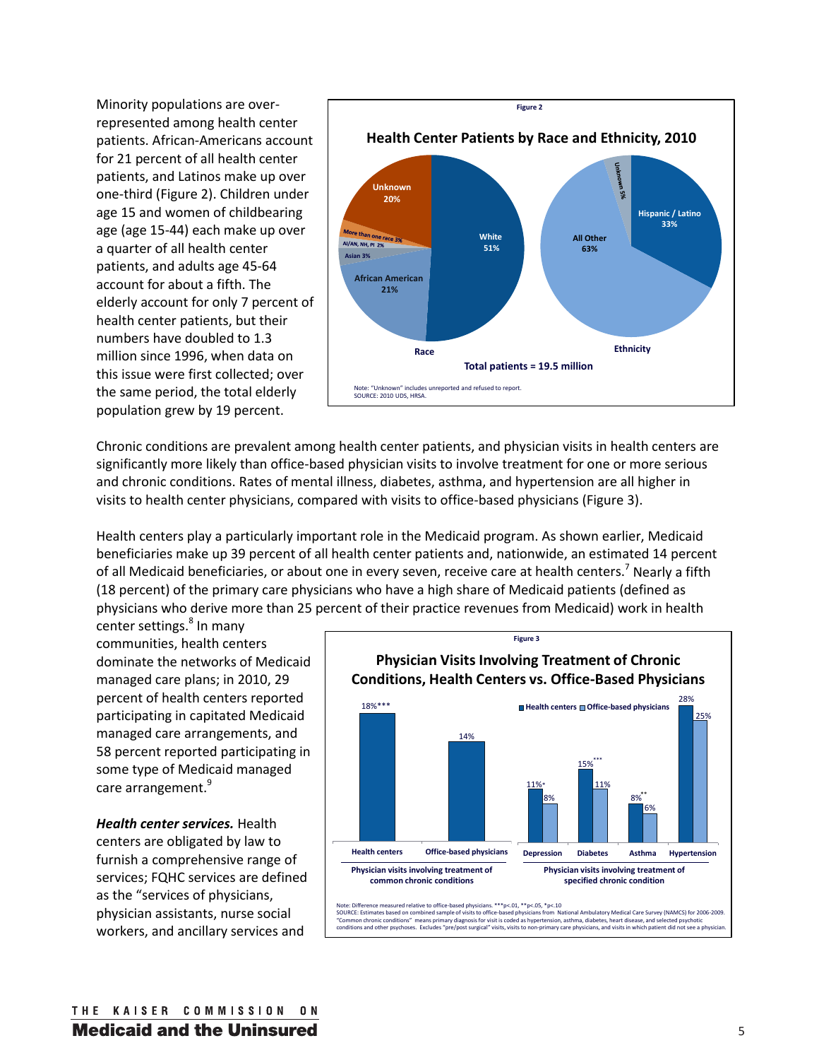Minority populations are over-represented among health center patients. African-Americans account for 21 percent of all health center patients, and Latinos make up over one-third (Figure 2). Children under age 15 and women of childbearing age (age 15-44) each make up over a quarter of all health center patients, and adults age 45-64 account for about a fifth. The elderly account for only 7 percent of health center patients, but their numbers have doubled to 1.3 million since 1996, when data on this issue were first collected; over the same period, the total elderly population grew by 19 percent.

Figure 2

**Health Center Patients by Race and Ethnicity, 2010**

| Race | Percent |
|---|---|
| White | 51% |
| African American | 21% |
| Asian | 3% |
| AI/AN, NH, PI | 2% |
| More than one race | 3% |
| Unknown | 20% |

| Ethnicity | Percent |
|---|---|
| Hispanic / Latino | 33% |
| All Other | 63% |
| Unknown | 5% |

Total patients = 19.5 million

Note: "Unknown" includes unreported and refused to report.
SOURCE: 2010 UDS, HRSA.

Chronic conditions are prevalent among health center patients, and physician visits in health centers are significantly more likely than office-based physician visits to involve treatment for one or more serious and chronic conditions. Rates of mental illness, diabetes, asthma, and hypertension are all higher in visits to health center physicians, compared with visits to office-based physicians (Figure 3).

Health centers play a particularly important role in the Medicaid program. As shown earlier, Medicaid beneficiaries make up 39 percent of all health center patients and, nationwide, an estimated 14 percent of all Medicaid beneficiaries, or about one in every seven, receive care at health centers.[7] Nearly a fifth (18 percent) of the primary care physicians who have a high share of Medicaid patients (defined as physicians who derive more than 25 percent of their practice revenues from Medicaid) work in health center settings.[8] In many communities, health centers dominate the networks of Medicaid managed care plans; in 2010, 29 percent of health centers reported participating in capitated Medicaid managed care arrangements, and 58 percent reported participating in some type of Medicaid managed care arrangement.[9]

Figure 3

**Physician Visits Involving Treatment of Chronic Conditions, Health Centers vs. Office-Based Physicians**

Physician visits involving treatment of common chronic conditions:

| | Percent |
|---|---|
| Health centers | 18%*** |
| Office-based physicians | 14% |

Physician visits involving treatment of specified chronic condition:

| Condition | Health centers | Office-based physicians |
|---|---|---|
| Depression | 11%* | 8% |
| Diabetes | 15%*** | 11% |
| Asthma | 8%** | 6% |
| Hypertension | 28% | 25% |

Note: Difference measured relative to office-based physicians. ***p<.01, **p<.05, *p<.10
SOURCE: Estimates based on combined sample of visits to office-based physicians from National Ambulatory Medical Care Survey (NAMCS) for 2006-2009. "Common chronic conditions" means primary diagnosis for visit is coded as hypertension, asthma, diabetes, heart disease, and selected psychotic conditions and other psychoses. Excludes "pre/post surgical" visits, visits to non-primary care physicians, and visits in which patient did not see a physician.

***Health center services.*** Health centers are obligated by law to furnish a comprehensive range of services; FQHC services are defined as the "services of physicians, physician assistants, nurse social workers, and ancillary services and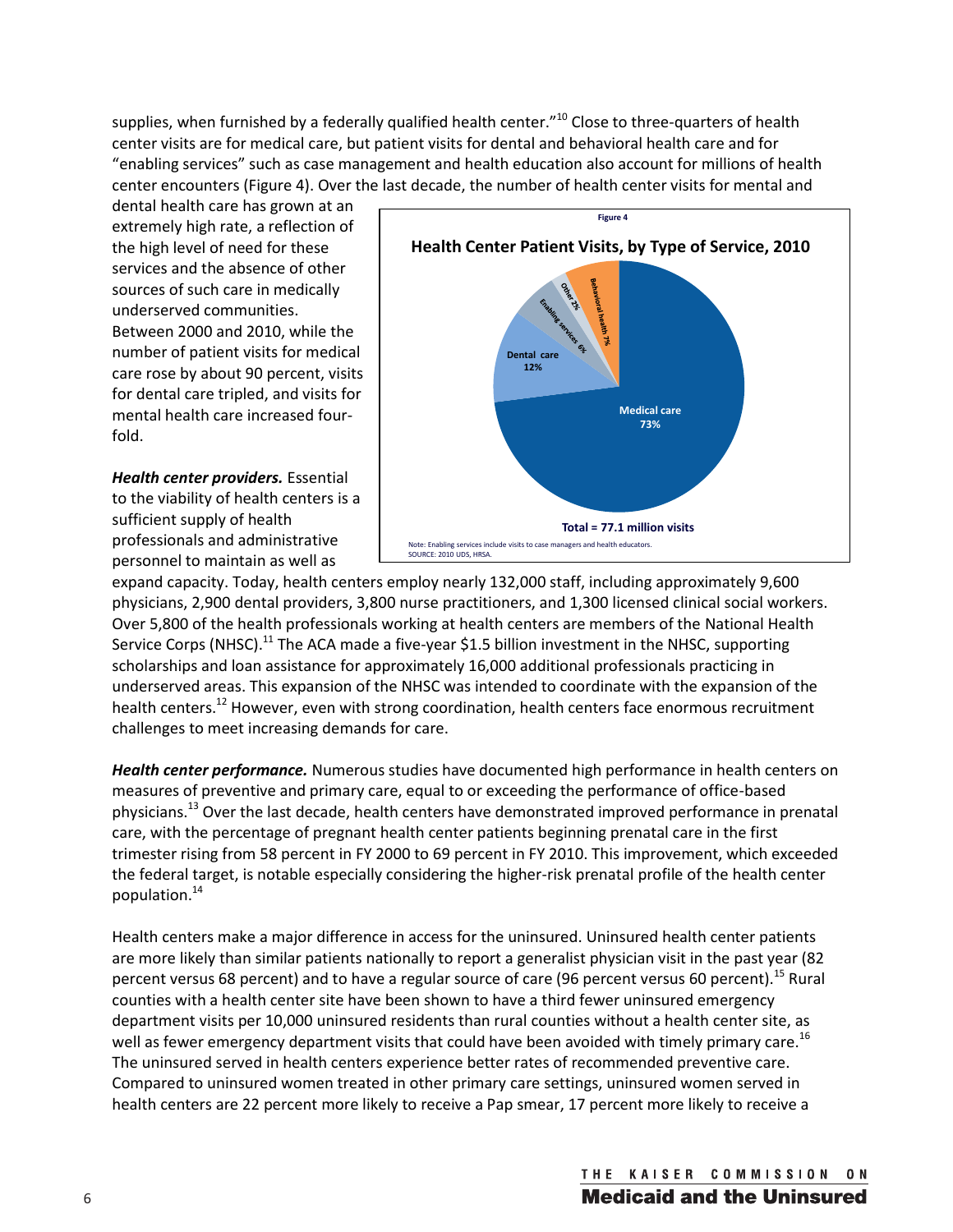supplies, when furnished by a federally qualified health center."[10] Close to three-quarters of health center visits are for medical care, but patient visits for dental and behavioral health care and for "enabling services" such as case management and health education also account for millions of health center encounters (Figure 4). Over the last decade, the number of health center visits for mental and dental health care has grown at an extremely high rate, a reflection of the high level of need for these services and the absence of other sources of such care in medically underserved communities. Between 2000 and 2010, while the number of patient visits for medical care rose by about 90 percent, visits for dental care tripled, and visits for mental health care increased four-fold.

Figure 4

**Health Center Patient Visits, by Type of Service, 2010**

| Type of Service | Share |
|---|---|
| Medical care | 73% |
| Dental care | 12% |
| Behavioral health | 7% |
| Enabling services | 6% |
| Other | 2% |

Total = 77.1 million visits

Note: Enabling services include visits to case managers and health educators.
SOURCE: 2010 UDS, HRSA.

***Health center providers.*** Essential to the viability of health centers is a sufficient supply of health professionals and administrative personnel to maintain as well as expand capacity. Today, health centers employ nearly 132,000 staff, including approximately 9,600 physicians, 2,900 dental providers, 3,800 nurse practitioners, and 1,300 licensed clinical social workers. Over 5,800 of the health professionals working at health centers are members of the National Health Service Corps (NHSC).[11] The ACA made a five-year $1.5 billion investment in the NHSC, supporting scholarships and loan assistance for approximately 16,000 additional professionals practicing in underserved areas. This expansion of the NHSC was intended to coordinate with the expansion of the health centers.[12] However, even with strong coordination, health centers face enormous recruitment challenges to meet increasing demands for care.

***Health center performance.*** Numerous studies have documented high performance in health centers on measures of preventive and primary care, equal to or exceeding the performance of office-based physicians.[13] Over the last decade, health centers have demonstrated improved performance in prenatal care, with the percentage of pregnant health center patients beginning prenatal care in the first trimester rising from 58 percent in FY 2000 to 69 percent in FY 2010. This improvement, which exceeded the federal target, is notable especially considering the higher-risk prenatal profile of the health center population.[14]

Health centers make a major difference in access for the uninsured. Uninsured health center patients are more likely than similar patients nationally to report a generalist physician visit in the past year (82 percent versus 68 percent) and to have a regular source of care (96 percent versus 60 percent).[15] Rural counties with a health center site have been shown to have a third fewer uninsured emergency department visits per 10,000 uninsured residents than rural counties without a health center site, as well as fewer emergency department visits that could have been avoided with timely primary care.[16] The uninsured served in health centers experience better rates of recommended preventive care. Compared to uninsured women treated in other primary care settings, uninsured women served in health centers are 22 percent more likely to receive a Pap smear, 17 percent more likely to receive a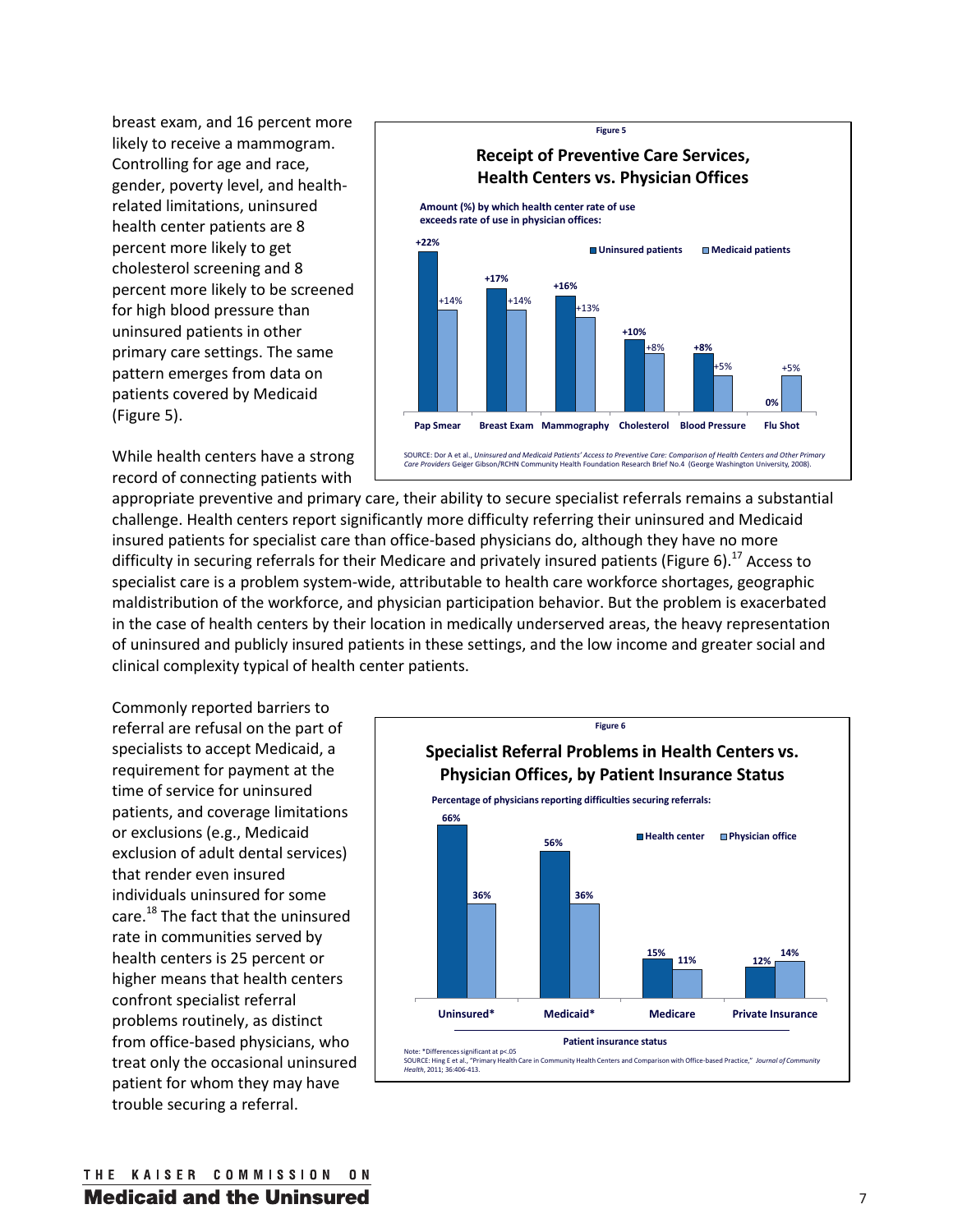breast exam, and 16 percent more likely to receive a mammogram. Controlling for age and race, gender, poverty level, and health-related limitations, uninsured health center patients are 8 percent more likely to get cholesterol screening and 8 percent more likely to be screened for high blood pressure than uninsured patients in other primary care settings. The same pattern emerges from data on patients covered by Medicaid (Figure 5).

**Figure 5**

**Receipt of Preventive Care Services, Health Centers vs. Physician Offices**

Amount (%) by which health center rate of use exceeds rate of use in physician offices:

| | Uninsured patients | Medicaid patients |
|---|---|---|
| Pap Smear | +22% | +14% |
| Breast Exam | +17% | +14% |
| Mammography | +16% | +13% |
| Cholesterol | +10% | +8% |
| Blood Pressure | +8% | +5% |
| Flu Shot | 0% | +5% |

SOURCE: Dor A et al., *Uninsured and Medicaid Patients' Access to Preventive Care: Comparison of Health Centers and Other Primary Care Providers* Geiger Gibson/RCHN Community Health Foundation Research Brief No.4 (George Washington University, 2008).

While health centers have a strong record of connecting patients with appropriate preventive and primary care, their ability to secure specialist referrals remains a substantial challenge. Health centers report significantly more difficulty referring their uninsured and Medicaid insured patients for specialist care than office-based physicians do, although they have no more difficulty in securing referrals for their Medicare and privately insured patients (Figure 6).[17] Access to specialist care is a problem system-wide, attributable to health care workforce shortages, geographic maldistribution of the workforce, and physician participation behavior. But the problem is exacerbated in the case of health centers by their location in medically underserved areas, the heavy representation of uninsured and publicly insured patients in these settings, and the low income and greater social and clinical complexity typical of health center patients.

Commonly reported barriers to referral are refusal on the part of specialists to accept Medicaid, a requirement for payment at the time of service for uninsured patients, and coverage limitations or exclusions (e.g., Medicaid exclusion of adult dental services) that render even insured individuals uninsured for some care.[18] The fact that the uninsured rate in communities served by health centers is 25 percent or higher means that health centers confront specialist referral problems routinely, as distinct from office-based physicians, who treat only the occasional uninsured patient for whom they may have trouble securing a referral.

**Figure 6**

**Specialist Referral Problems in Health Centers vs. Physician Offices, by Patient Insurance Status**

Percentage of physicians reporting difficulties securing referrals:

| Patient insurance status | Health center | Physician office |
|---|---|---|
| Uninsured* | 66% | 36% |
| Medicaid* | 56% | 36% |
| Medicare | 15% | 11% |
| Private Insurance | 12% | 14% |

Note: *Differences significant at p<.05

SOURCE: Hing E et al., "Primary Health Care in Community Health Centers and Comparison with Office-based Practice," *Journal of Community Health*, 2011; 36:406-413.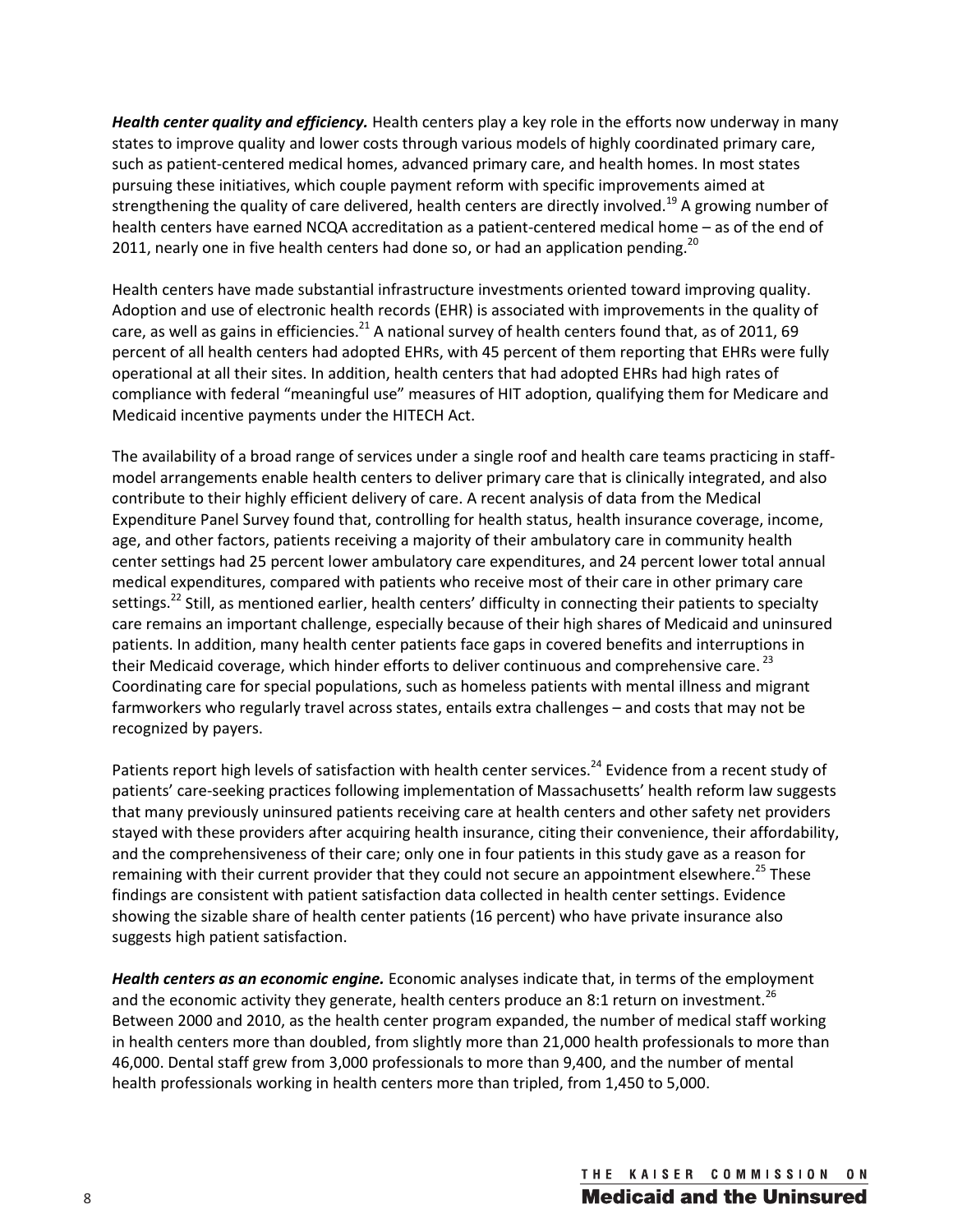***Health center quality and efficiency.*** Health centers play a key role in the efforts now underway in many states to improve quality and lower costs through various models of highly coordinated primary care, such as patient-centered medical homes, advanced primary care, and health homes. In most states pursuing these initiatives, which couple payment reform with specific improvements aimed at strengthening the quality of care delivered, health centers are directly involved.[19] A growing number of health centers have earned NCQA accreditation as a patient-centered medical home – as of the end of 2011, nearly one in five health centers had done so, or had an application pending.[20]

Health centers have made substantial infrastructure investments oriented toward improving quality. Adoption and use of electronic health records (EHR) is associated with improvements in the quality of care, as well as gains in efficiencies.[21] A national survey of health centers found that, as of 2011, 69 percent of all health centers had adopted EHRs, with 45 percent of them reporting that EHRs were fully operational at all their sites. In addition, health centers that had adopted EHRs had high rates of compliance with federal "meaningful use" measures of HIT adoption, qualifying them for Medicare and Medicaid incentive payments under the HITECH Act.

The availability of a broad range of services under a single roof and health care teams practicing in staff-model arrangements enable health centers to deliver primary care that is clinically integrated, and also contribute to their highly efficient delivery of care. A recent analysis of data from the Medical Expenditure Panel Survey found that, controlling for health status, health insurance coverage, income, age, and other factors, patients receiving a majority of their ambulatory care in community health center settings had 25 percent lower ambulatory care expenditures, and 24 percent lower total annual medical expenditures, compared with patients who receive most of their care in other primary care settings.[22] Still, as mentioned earlier, health centers' difficulty in connecting their patients to specialty care remains an important challenge, especially because of their high shares of Medicaid and uninsured patients. In addition, many health center patients face gaps in covered benefits and interruptions in their Medicaid coverage, which hinder efforts to deliver continuous and comprehensive care.[23] Coordinating care for special populations, such as homeless patients with mental illness and migrant farmworkers who regularly travel across states, entails extra challenges – and costs that may not be recognized by payers.

Patients report high levels of satisfaction with health center services.[24] Evidence from a recent study of patients' care-seeking practices following implementation of Massachusetts' health reform law suggests that many previously uninsured patients receiving care at health centers and other safety net providers stayed with these providers after acquiring health insurance, citing their convenience, their affordability, and the comprehensiveness of their care; only one in four patients in this study gave as a reason for remaining with their current provider that they could not secure an appointment elsewhere.[25] These findings are consistent with patient satisfaction data collected in health center settings. Evidence showing the sizable share of health center patients (16 percent) who have private insurance also suggests high patient satisfaction.

***Health centers as an economic engine.*** Economic analyses indicate that, in terms of the employment and the economic activity they generate, health centers produce an 8:1 return on investment.[26] Between 2000 and 2010, as the health center program expanded, the number of medical staff working in health centers more than doubled, from slightly more than 21,000 health professionals to more than 46,000. Dental staff grew from 3,000 professionals to more than 9,400, and the number of mental health professionals working in health centers more than tripled, from 1,450 to 5,000.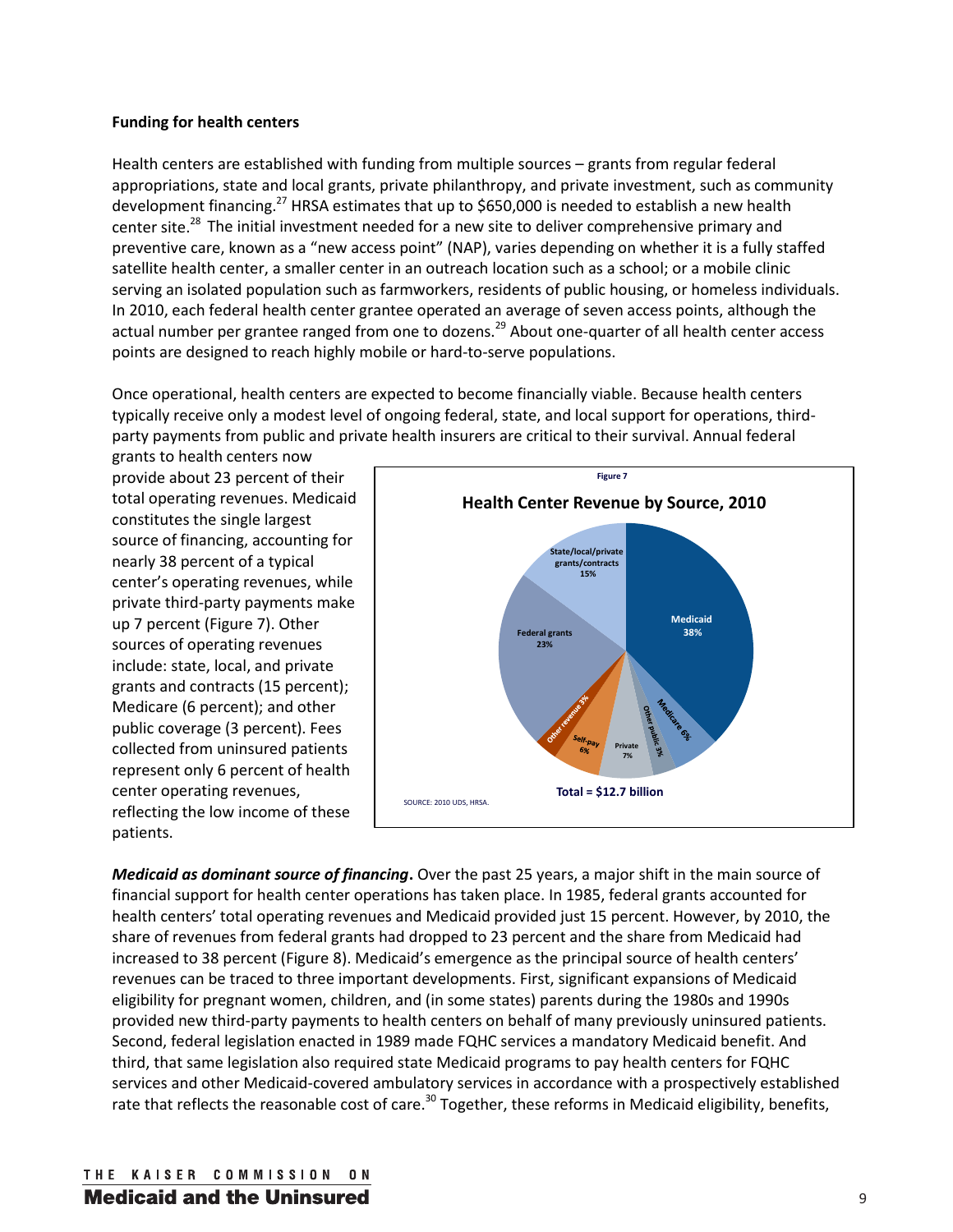**Funding for health centers**

Health centers are established with funding from multiple sources – grants from regular federal appropriations, state and local grants, private philanthropy, and private investment, such as community development financing.[27] HRSA estimates that up to $650,000 is needed to establish a new health center site.[28] The initial investment needed for a new site to deliver comprehensive primary and preventive care, known as a "new access point" (NAP), varies depending on whether it is a fully staffed satellite health center, a smaller center in an outreach location such as a school; or a mobile clinic serving an isolated population such as farmworkers, residents of public housing, or homeless individuals. In 2010, each federal health center grantee operated an average of seven access points, although the actual number per grantee ranged from one to dozens.[29] About one-quarter of all health center access points are designed to reach highly mobile or hard-to-serve populations.

Once operational, health centers are expected to become financially viable. Because health centers typically receive only a modest level of ongoing federal, state, and local support for operations, third-party payments from public and private health insurers are critical to their survival. Annual federal grants to health centers now provide about 23 percent of their total operating revenues. Medicaid constitutes the single largest source of financing, accounting for nearly 38 percent of a typical center's operating revenues, while private third-party payments make up 7 percent (Figure 7). Other sources of operating revenues include: state, local, and private grants and contracts (15 percent); Medicare (6 percent); and other public coverage (3 percent). Fees collected from uninsured patients represent only 6 percent of health center operating revenues, reflecting the low income of these patients.

Figure 7

**Health Center Revenue by Source, 2010**

| Source | Share |
|---|---|
| Medicaid | 38% |
| Medicare | 6% |
| Other public | 3% |
| Private | 7% |
| Self-pay | 6% |
| Other revenue | 3% |
| Federal grants | 23% |
| State/local/private grants/contracts | 15% |

Total = $12.7 billion

SOURCE: 2010 UDS, HRSA.

***Medicaid as dominant source of financing*.** Over the past 25 years, a major shift in the main source of financial support for health center operations has taken place. In 1985, federal grants accounted for health centers' total operating revenues and Medicaid provided just 15 percent. However, by 2010, the share of revenues from federal grants had dropped to 23 percent and the share from Medicaid had increased to 38 percent (Figure 8). Medicaid's emergence as the principal source of health centers' revenues can be traced to three important developments. First, significant expansions of Medicaid eligibility for pregnant women, children, and (in some states) parents during the 1980s and 1990s provided new third-party payments to health centers on behalf of many previously uninsured patients. Second, federal legislation enacted in 1989 made FQHC services a mandatory Medicaid benefit. And third, that same legislation also required state Medicaid programs to pay health centers for FQHC services and other Medicaid-covered ambulatory services in accordance with a prospectively established rate that reflects the reasonable cost of care.[30] Together, these reforms in Medicaid eligibility, benefits,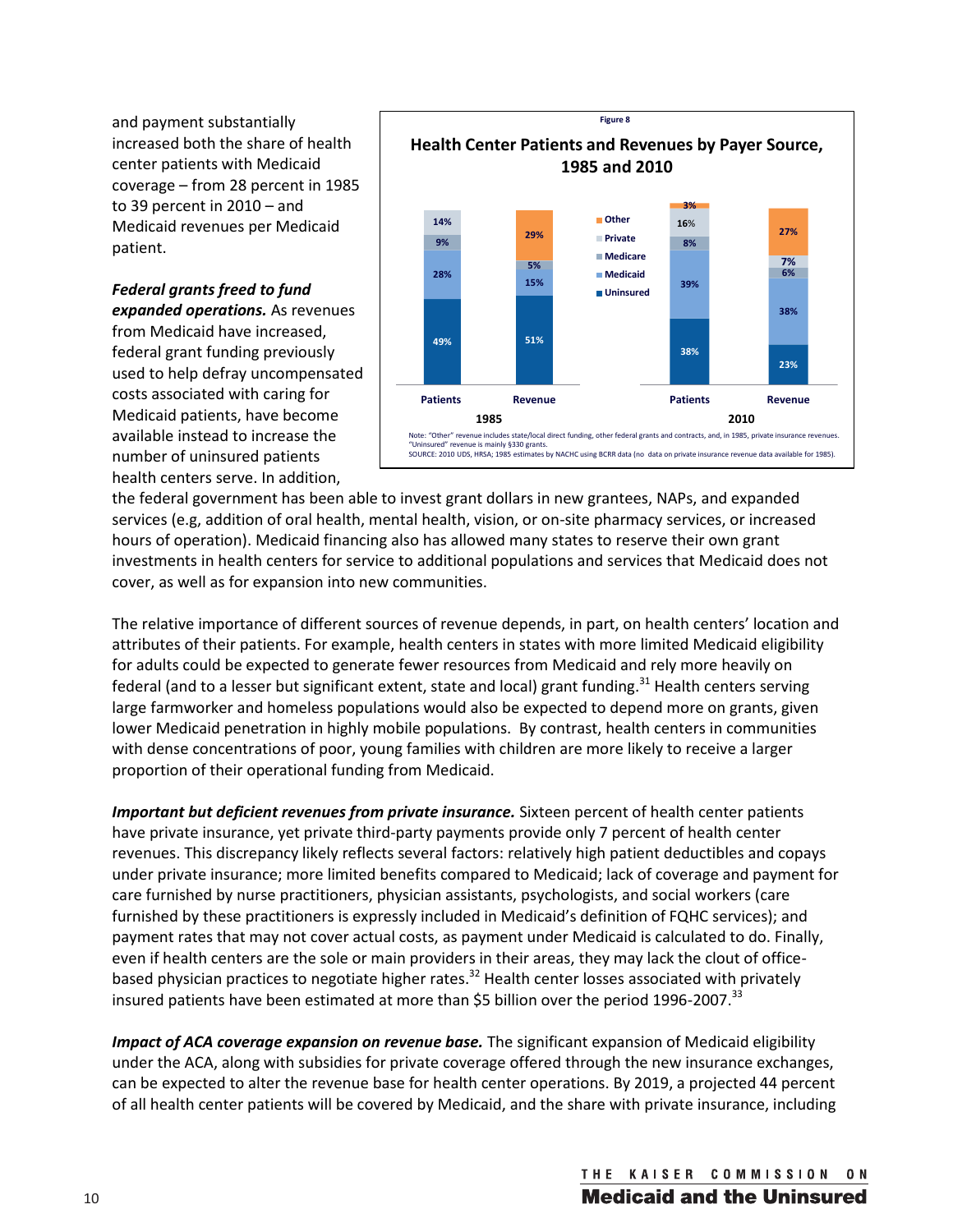and payment substantially increased both the share of health center patients with Medicaid coverage – from 28 percent in 1985 to 39 percent in 2010 – and Medicaid revenues per Medicaid patient.

Figure 8

**Health Center Patients and Revenues by Payer Source, 1985 and 2010**

| | 1985 Patients | 1985 Revenue | 2010 Patients | 2010 Revenue |
|---|---|---|---|---|
| Other | | 29% | 3% | 27% |
| Private | 14% | | 16% | 7% |
| Medicare | 9% | 5% | 8% | 6% |
| Medicaid | 28% | 15% | 39% | 38% |
| Uninsured | 49% | 51% | 38% | 23% |

Note: "Other" revenue includes state/local direct funding, other federal grants and contracts, and, in 1985, private insurance revenues. "Uninsured" revenue is mainly §330 grants.
SOURCE: 2010 UDS, HRSA; 1985 estimates by NACHC using BCRR data (no data on private insurance revenue data available for 1985).

***Federal grants freed to fund expanded operations.*** As revenues from Medicaid have increased, federal grant funding previously used to help defray uncompensated costs associated with caring for Medicaid patients, have become available instead to increase the number of uninsured patients health centers serve. In addition, the federal government has been able to invest grant dollars in new grantees, NAPs, and expanded services (e.g, addition of oral health, mental health, vision, or on-site pharmacy services, or increased hours of operation). Medicaid financing also has allowed many states to reserve their own grant investments in health centers for service to additional populations and services that Medicaid does not cover, as well as for expansion into new communities.

The relative importance of different sources of revenue depends, in part, on health centers' location and attributes of their patients. For example, health centers in states with more limited Medicaid eligibility for adults could be expected to generate fewer resources from Medicaid and rely more heavily on federal (and to a lesser but significant extent, state and local) grant funding.[31] Health centers serving large farmworker and homeless populations would also be expected to depend more on grants, given lower Medicaid penetration in highly mobile populations. By contrast, health centers in communities with dense concentrations of poor, young families with children are more likely to receive a larger proportion of their operational funding from Medicaid.

***Important but deficient revenues from private insurance.*** Sixteen percent of health center patients have private insurance, yet private third-party payments provide only 7 percent of health center revenues. This discrepancy likely reflects several factors: relatively high patient deductibles and copays under private insurance; more limited benefits compared to Medicaid; lack of coverage and payment for care furnished by nurse practitioners, physician assistants, psychologists, and social workers (care furnished by these practitioners is expressly included in Medicaid's definition of FQHC services); and payment rates that may not cover actual costs, as payment under Medicaid is calculated to do. Finally, even if health centers are the sole or main providers in their areas, they may lack the clout of office-based physician practices to negotiate higher rates.[32] Health center losses associated with privately insured patients have been estimated at more than $5 billion over the period 1996-2007.[33]

***Impact of ACA coverage expansion on revenue base.*** The significant expansion of Medicaid eligibility under the ACA, along with subsidies for private coverage offered through the new insurance exchanges, can be expected to alter the revenue base for health center operations. By 2019, a projected 44 percent of all health center patients will be covered by Medicaid, and the share with private insurance, including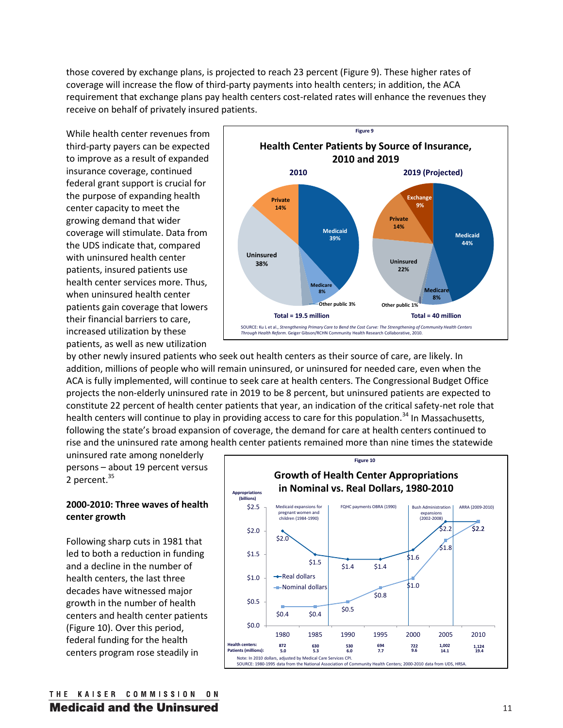those covered by exchange plans, is projected to reach 23 percent (Figure 9). These higher rates of coverage will increase the flow of third-party payments into health centers; in addition, the ACA requirement that exchange plans pay health centers cost-related rates will enhance the revenues they receive on behalf of privately insured patients.

While health center revenues from third-party payers can be expected to improve as a result of expanded insurance coverage, continued federal grant support is crucial for the purpose of expanding health center capacity to meet the growing demand that wider coverage will stimulate. Data from the UDS indicate that, compared with uninsured health center patients, insured patients use health center services more. Thus, when uninsured health center patients gain coverage that lowers their financial barriers to care, increased utilization by these patients, as well as new utilization by other newly insured patients who seek out health centers as their source of care, are likely. In addition, millions of people who will remain uninsured, or uninsured for needed care, even when the ACA is fully implemented, will continue to seek care at health centers. The Congressional Budget Office projects the non-elderly uninsured rate in 2019 to be 8 percent, but uninsured patients are expected to constitute 22 percent of health center patients that year, an indication of the critical safety-net role that health centers will continue to play in providing access to care for this population.[34] In Massachusetts, following the state's broad expansion of coverage, the demand for care at health centers continued to rise and the uninsured rate among health center patients remained more than nine times the statewide uninsured rate among nonelderly persons – about 19 percent versus 2 percent.[35]

Figure 9

**Health Center Patients by Source of Insurance, 2010 and 2019**

| Source | 2010 | 2019 (Projected) |
|---|---|---|
| Medicaid | 39% | 44% |
| Medicare | 8% | 8% |
| Other public | 3% | 1% |
| Uninsured | 38% | 22% |
| Private | 14% | 14% |
| Exchange | | 9% |
| Total | 19.5 million | 40 million |

SOURCE: Ku L et al., *Strengthening Primary Care to Bend the Cost Curve: The Strengthening of Community Health Centers Through Health Reform*. Geiger Gibson/RCHN Community Health Research Collaborative, 2010.

### 2000-2010: Three waves of health center growth

Following sharp cuts in 1981 that led to both a reduction in funding and a decline in the number of health centers, the last three decades have witnessed major growth in the number of health centers and health center patients (Figure 10). Over this period, federal funding for the health centers program rose steadily in

Figure 10

**Growth of Health Center Appropriations in Nominal vs. Real Dollars, 1980-2010**

Appropriations (billions)

Periods: Medicaid expansions for pregnant women and children (1984-1990); FQHC payments OBRA (1990); Bush Administration expansions (2002-2008); ARRA (2009-2010)

| | 1980 | 1985 | 1990 | 1995 | 2000 | 2005 | 2010 |
|---|---|---|---|---|---|---|---|
| Real dollars | $2.0 | $1.5 | $1.4 | $1.4 | $1.6 | $2.2 | $2.2 |
| Nominal dollars | $0.4 | $0.4 | $0.5 | $0.8 | $1.0 | $1.8 | $2.2 |
| Health centers: | 872 | 630 | 530 | 694 | 722 | 1,002 | 1,124 |
| Patients (millions): | 5.0 | 5.3 | 6.0 | 7.7 | 9.6 | 14.1 | 19.4 |

Note: In 2010 dollars, adjusted by Medical Care Services CPI.
SOURCE: 1980-1995 data from the National Association of Community Health Centers; 2000-2010 data from UDS, HRSA.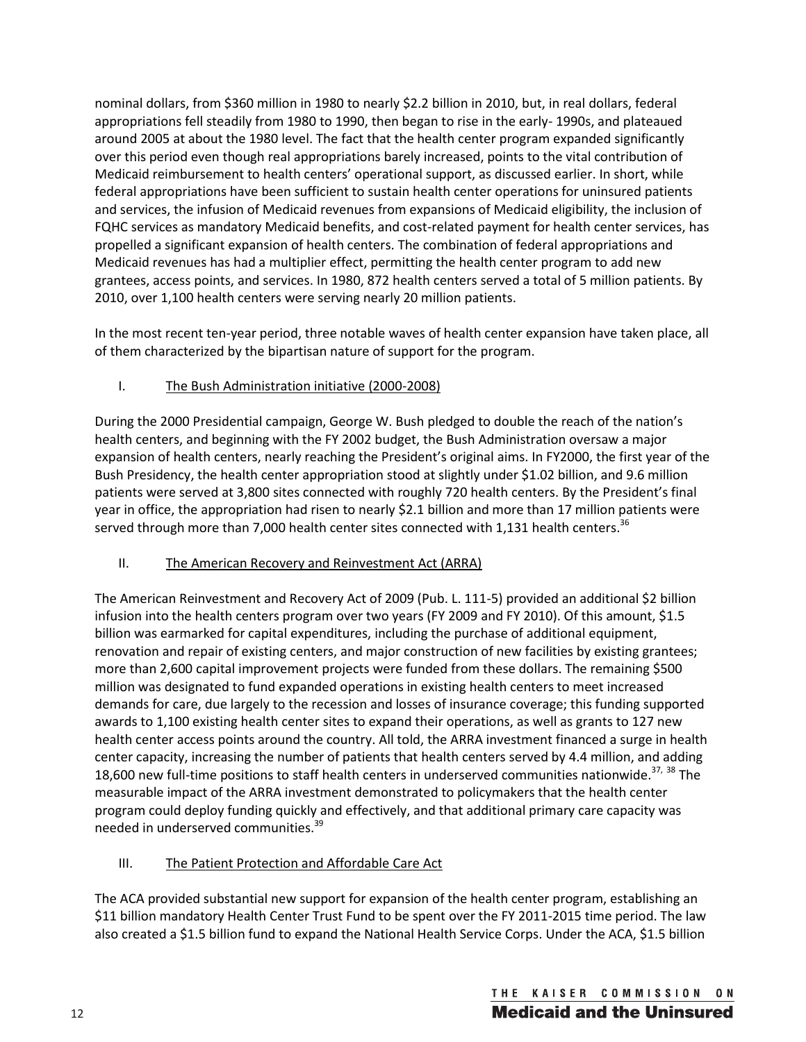nominal dollars, from \$360 million in 1980 to nearly \$2.2 billion in 2010, but, in real dollars, federal appropriations fell steadily from 1980 to 1990, then began to rise in the early- 1990s, and plateaued around 2005 at about the 1980 level. The fact that the health center program expanded significantly over this period even though real appropriations barely increased, points to the vital contribution of Medicaid reimbursement to health centers' operational support, as discussed earlier. In short, while federal appropriations have been sufficient to sustain health center operations for uninsured patients and services, the infusion of Medicaid revenues from expansions of Medicaid eligibility, the inclusion of FQHC services as mandatory Medicaid benefits, and cost-related payment for health center services, has propelled a significant expansion of health centers. The combination of federal appropriations and Medicaid revenues has had a multiplier effect, permitting the health center program to add new grantees, access points, and services. In 1980, 872 health centers served a total of 5 million patients. By 2010, over 1,100 health centers were serving nearly 20 million patients.

In the most recent ten-year period, three notable waves of health center expansion have taken place, all of them characterized by the bipartisan nature of support for the program.

I. <u>The Bush Administration initiative (2000-2008)</u>

During the 2000 Presidential campaign, George W. Bush pledged to double the reach of the nation's health centers, and beginning with the FY 2002 budget, the Bush Administration oversaw a major expansion of health centers, nearly reaching the President's original aims. In FY2000, the first year of the Bush Presidency, the health center appropriation stood at slightly under \$1.02 billion, and 9.6 million patients were served at 3,800 sites connected with roughly 720 health centers. By the President's final year in office, the appropriation had risen to nearly \$2.1 billion and more than 17 million patients were served through more than 7,000 health center sites connected with 1,131 health centers.[36]

II. <u>The American Recovery and Reinvestment Act (ARRA)</u>

The American Reinvestment and Recovery Act of 2009 (Pub. L. 111-5) provided an additional \$2 billion infusion into the health centers program over two years (FY 2009 and FY 2010). Of this amount, \$1.5 billion was earmarked for capital expenditures, including the purchase of additional equipment, renovation and repair of existing centers, and major construction of new facilities by existing grantees; more than 2,600 capital improvement projects were funded from these dollars. The remaining \$500 million was designated to fund expanded operations in existing health centers to meet increased demands for care, due largely to the recession and losses of insurance coverage; this funding supported awards to 1,100 existing health center sites to expand their operations, as well as grants to 127 new health center access points around the country. All told, the ARRA investment financed a surge in health center capacity, increasing the number of patients that health centers served by 4.4 million, and adding 18,600 new full-time positions to staff health centers in underserved communities nationwide.[37, 38] The measurable impact of the ARRA investment demonstrated to policymakers that the health center program could deploy funding quickly and effectively, and that additional primary care capacity was needed in underserved communities.[39]

III. <u>The Patient Protection and Affordable Care Act</u>

The ACA provided substantial new support for expansion of the health center program, establishing an \$11 billion mandatory Health Center Trust Fund to be spent over the FY 2011-2015 time period. The law also created a \$1.5 billion fund to expand the National Health Service Corps. Under the ACA, \$1.5 billion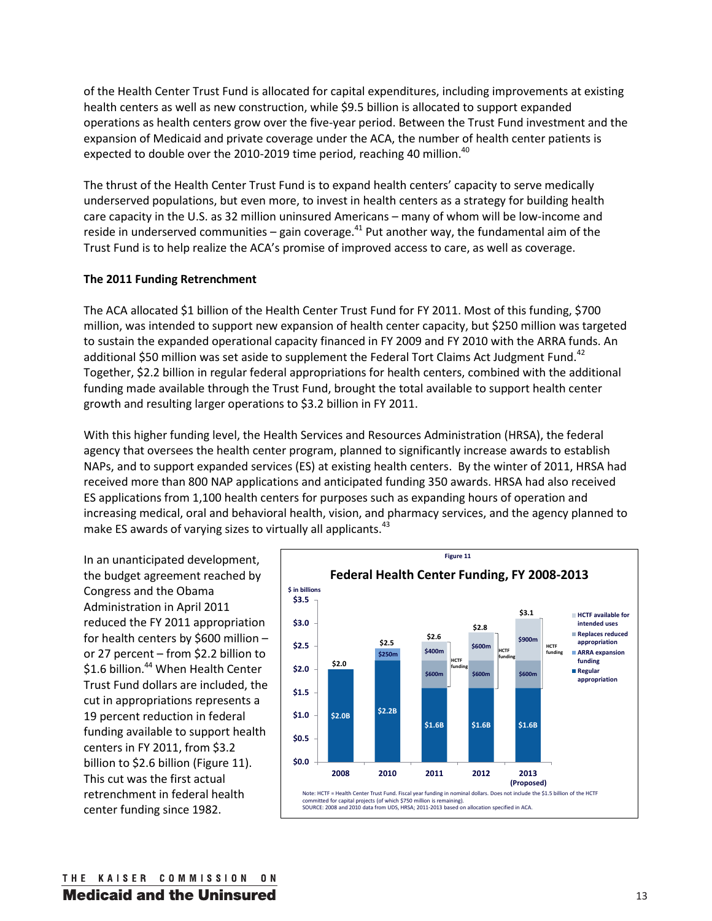of the Health Center Trust Fund is allocated for capital expenditures, including improvements at existing health centers as well as new construction, while $9.5 billion is allocated to support expanded operations as health centers grow over the five-year period. Between the Trust Fund investment and the expansion of Medicaid and private coverage under the ACA, the number of health center patients is expected to double over the 2010-2019 time period, reaching 40 million.[40]

The thrust of the Health Center Trust Fund is to expand health centers' capacity to serve medically underserved populations, but even more, to invest in health centers as a strategy for building health care capacity in the U.S. as 32 million uninsured Americans – many of whom will be low-income and reside in underserved communities – gain coverage.[41] Put another way, the fundamental aim of the Trust Fund is to help realize the ACA's promise of improved access to care, as well as coverage.

**The 2011 Funding Retrenchment**

The ACA allocated $1 billion of the Health Center Trust Fund for FY 2011. Most of this funding, $700 million, was intended to support new expansion of health center capacity, but $250 million was targeted to sustain the expanded operational capacity financed in FY 2009 and FY 2010 with the ARRA funds. An additional $50 million was set aside to supplement the Federal Tort Claims Act Judgment Fund.[42] Together, $2.2 billion in regular federal appropriations for health centers, combined with the additional funding made available through the Trust Fund, brought the total available to support health center growth and resulting larger operations to $3.2 billion in FY 2011.

With this higher funding level, the Health Services and Resources Administration (HRSA), the federal agency that oversees the health center program, planned to significantly increase awards to establish NAPs, and to support expanded services (ES) at existing health centers. By the winter of 2011, HRSA had received more than 800 NAP applications and anticipated funding 350 awards. HRSA had also received ES applications from 1,100 health centers for purposes such as expanding hours of operation and increasing medical, oral and behavioral health, vision, and pharmacy services, and the agency planned to make ES awards of varying sizes to virtually all applicants.[43]

In an unanticipated development, the budget agreement reached by Congress and the Obama Administration in April 2011 reduced the FY 2011 appropriation for health centers by $600 million – or 27 percent – from $2.2 billion to $1.6 billion.[44] When Health Center Trust Fund dollars are included, the cut in appropriations represents a 19 percent reduction in federal funding available to support health centers in FY 2011, from $3.2 billion to $2.6 billion (Figure 11). This cut was the first actual retrenchment in federal health center funding since 1982.

**Figure 11**

**Federal Health Center Funding, FY 2008-2013**

($ in billions)

| | 2008 | 2010 | 2011 | 2012 | 2013 (Proposed) |
|---|---|---|---|---|---|
| Regular appropriation | $2.0B | $2.2B | $1.6B | $1.6B | $1.6B |
| ARRA expansion funding | | $250m | | | |
| Replaces reduced appropriation (HCTF funding) | | | $600m | $600m | $600m |
| HCTF available for intended uses (HCTF funding) | | | $400m | $600m | $900m |
| Total | $2.0 | $2.5 | $2.6 | $2.8 | $3.1 |

Note: HCTF = Health Center Trust Fund. Fiscal year funding in nominal dollars. Does not include the $1.5 billion of the HCTF committed for capital projects (of which $750 million is remaining).
SOURCE: 2008 and 2010 data from UDS, HRSA; 2011-2013 based on allocation specified in ACA.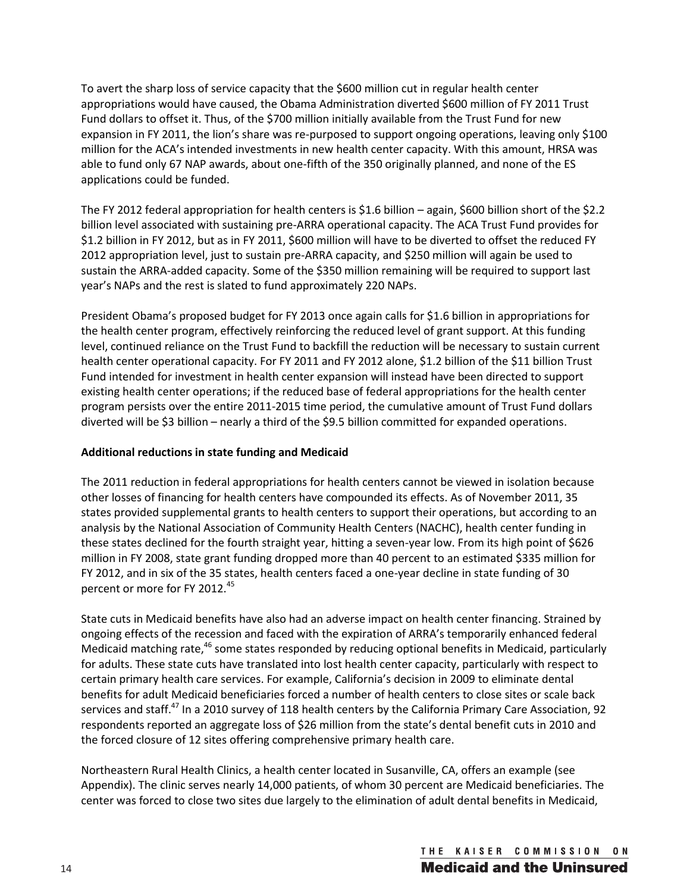To avert the sharp loss of service capacity that the $600 million cut in regular health center appropriations would have caused, the Obama Administration diverted $600 million of FY 2011 Trust Fund dollars to offset it. Thus, of the $700 million initially available from the Trust Fund for new expansion in FY 2011, the lion's share was re-purposed to support ongoing operations, leaving only $100 million for the ACA's intended investments in new health center capacity. With this amount, HRSA was able to fund only 67 NAP awards, about one-fifth of the 350 originally planned, and none of the ES applications could be funded.

The FY 2012 federal appropriation for health centers is $1.6 billion – again, $600 billion short of the $2.2 billion level associated with sustaining pre-ARRA operational capacity. The ACA Trust Fund provides for $1.2 billion in FY 2012, but as in FY 2011, $600 million will have to be diverted to offset the reduced FY 2012 appropriation level, just to sustain pre-ARRA capacity, and $250 million will again be used to sustain the ARRA-added capacity. Some of the $350 million remaining will be required to support last year's NAPs and the rest is slated to fund approximately 220 NAPs.

President Obama's proposed budget for FY 2013 once again calls for $1.6 billion in appropriations for the health center program, effectively reinforcing the reduced level of grant support. At this funding level, continued reliance on the Trust Fund to backfill the reduction will be necessary to sustain current health center operational capacity. For FY 2011 and FY 2012 alone, $1.2 billion of the $11 billion Trust Fund intended for investment in health center expansion will instead have been directed to support existing health center operations; if the reduced base of federal appropriations for the health center program persists over the entire 2011-2015 time period, the cumulative amount of Trust Fund dollars diverted will be $3 billion – nearly a third of the $9.5 billion committed for expanded operations.

**Additional reductions in state funding and Medicaid**

The 2011 reduction in federal appropriations for health centers cannot be viewed in isolation because other losses of financing for health centers have compounded its effects. As of November 2011, 35 states provided supplemental grants to health centers to support their operations, but according to an analysis by the National Association of Community Health Centers (NACHC), health center funding in these states declined for the fourth straight year, hitting a seven-year low. From its high point of $626 million in FY 2008, state grant funding dropped more than 40 percent to an estimated $335 million for FY 2012, and in six of the 35 states, health centers faced a one-year decline in state funding of 30 percent or more for FY 2012.[45]

State cuts in Medicaid benefits have also had an adverse impact on health center financing. Strained by ongoing effects of the recession and faced with the expiration of ARRA's temporarily enhanced federal Medicaid matching rate,[46] some states responded by reducing optional benefits in Medicaid, particularly for adults. These state cuts have translated into lost health center capacity, particularly with respect to certain primary health care services. For example, California's decision in 2009 to eliminate dental benefits for adult Medicaid beneficiaries forced a number of health centers to close sites or scale back services and staff.[47] In a 2010 survey of 118 health centers by the California Primary Care Association, 92 respondents reported an aggregate loss of $26 million from the state's dental benefit cuts in 2010 and the forced closure of 12 sites offering comprehensive primary health care.

Northeastern Rural Health Clinics, a health center located in Susanville, CA, offers an example (see Appendix). The clinic serves nearly 14,000 patients, of whom 30 percent are Medicaid beneficiaries. The center was forced to close two sites due largely to the elimination of adult dental benefits in Medicaid,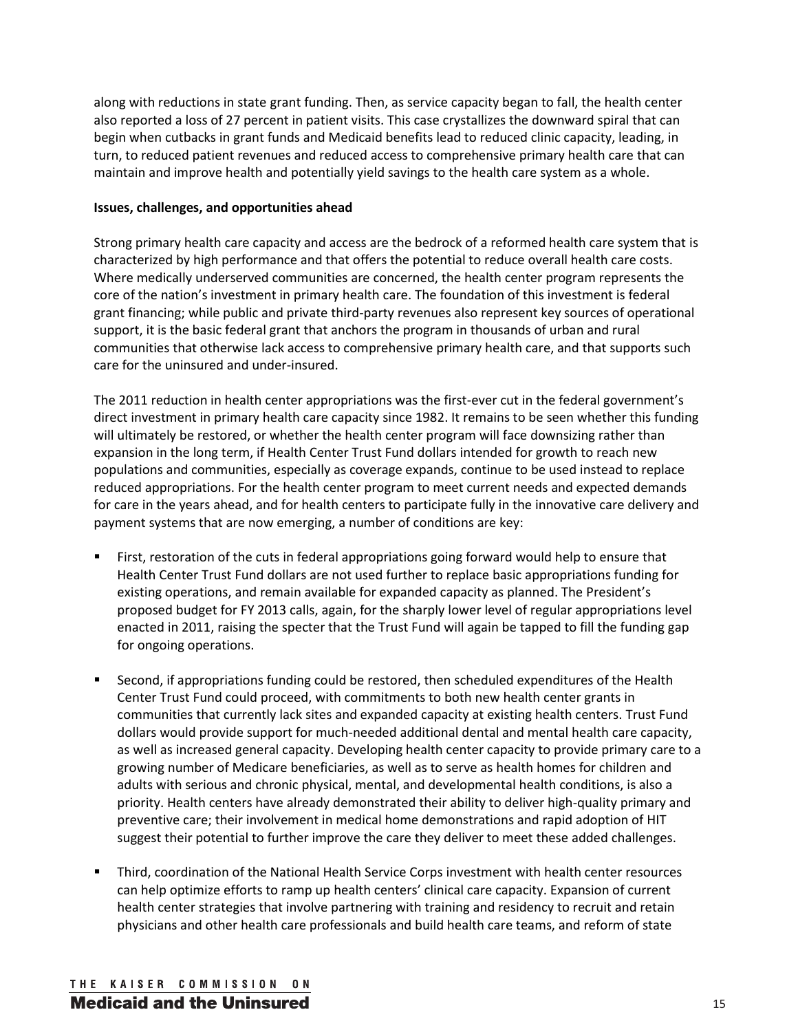along with reductions in state grant funding. Then, as service capacity began to fall, the health center also reported a loss of 27 percent in patient visits. This case crystallizes the downward spiral that can begin when cutbacks in grant funds and Medicaid benefits lead to reduced clinic capacity, leading, in turn, to reduced patient revenues and reduced access to comprehensive primary health care that can maintain and improve health and potentially yield savings to the health care system as a whole.

**Issues, challenges, and opportunities ahead**

Strong primary health care capacity and access are the bedrock of a reformed health care system that is characterized by high performance and that offers the potential to reduce overall health care costs. Where medically underserved communities are concerned, the health center program represents the core of the nation's investment in primary health care. The foundation of this investment is federal grant financing; while public and private third-party revenues also represent key sources of operational support, it is the basic federal grant that anchors the program in thousands of urban and rural communities that otherwise lack access to comprehensive primary health care, and that supports such care for the uninsured and under-insured.

The 2011 reduction in health center appropriations was the first-ever cut in the federal government's direct investment in primary health care capacity since 1982. It remains to be seen whether this funding will ultimately be restored, or whether the health center program will face downsizing rather than expansion in the long term, if Health Center Trust Fund dollars intended for growth to reach new populations and communities, especially as coverage expands, continue to be used instead to replace reduced appropriations. For the health center program to meet current needs and expected demands for care in the years ahead, and for health centers to participate fully in the innovative care delivery and payment systems that are now emerging, a number of conditions are key:

- First, restoration of the cuts in federal appropriations going forward would help to ensure that Health Center Trust Fund dollars are not used further to replace basic appropriations funding for existing operations, and remain available for expanded capacity as planned. The President's proposed budget for FY 2013 calls, again, for the sharply lower level of regular appropriations level enacted in 2011, raising the specter that the Trust Fund will again be tapped to fill the funding gap for ongoing operations.

- Second, if appropriations funding could be restored, then scheduled expenditures of the Health Center Trust Fund could proceed, with commitments to both new health center grants in communities that currently lack sites and expanded capacity at existing health centers. Trust Fund dollars would provide support for much-needed additional dental and mental health care capacity, as well as increased general capacity. Developing health center capacity to provide primary care to a growing number of Medicare beneficiaries, as well as to serve as health homes for children and adults with serious and chronic physical, mental, and developmental health conditions, is also a priority. Health centers have already demonstrated their ability to deliver high-quality primary and preventive care; their involvement in medical home demonstrations and rapid adoption of HIT suggest their potential to further improve the care they deliver to meet these added challenges.

- Third, coordination of the National Health Service Corps investment with health center resources can help optimize efforts to ramp up health centers' clinical care capacity. Expansion of current health center strategies that involve partnering with training and residency to recruit and retain physicians and other health care professionals and build health care teams, and reform of state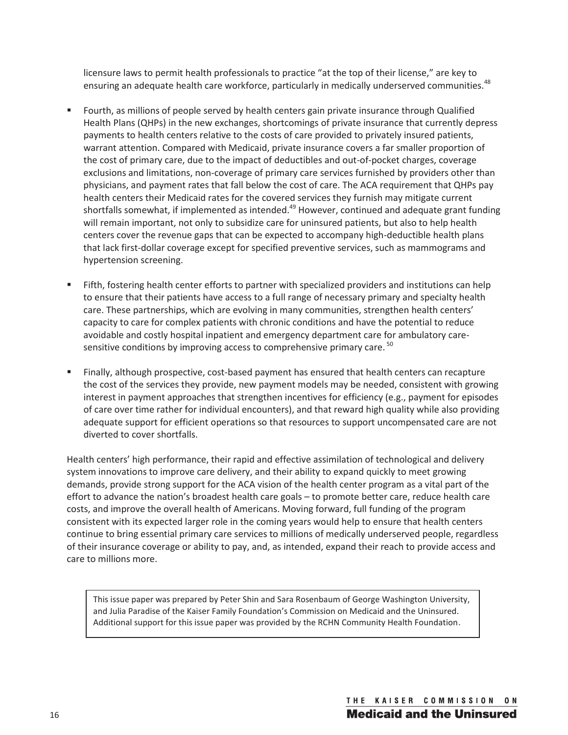licensure laws to permit health professionals to practice "at the top of their license," are key to ensuring an adequate health care workforce, particularly in medically underserved communities.[48]

- Fourth, as millions of people served by health centers gain private insurance through Qualified Health Plans (QHPs) in the new exchanges, shortcomings of private insurance that currently depress payments to health centers relative to the costs of care provided to privately insured patients, warrant attention. Compared with Medicaid, private insurance covers a far smaller proportion of the cost of primary care, due to the impact of deductibles and out-of-pocket charges, coverage exclusions and limitations, non-coverage of primary care services furnished by providers other than physicians, and payment rates that fall below the cost of care. The ACA requirement that QHPs pay health centers their Medicaid rates for the covered services they furnish may mitigate current shortfalls somewhat, if implemented as intended.[49] However, continued and adequate grant funding will remain important, not only to subsidize care for uninsured patients, but also to help health centers cover the revenue gaps that can be expected to accompany high-deductible health plans that lack first-dollar coverage except for specified preventive services, such as mammograms and hypertension screening.

- Fifth, fostering health center efforts to partner with specialized providers and institutions can help to ensure that their patients have access to a full range of necessary primary and specialty health care. These partnerships, which are evolving in many communities, strengthen health centers' capacity to care for complex patients with chronic conditions and have the potential to reduce avoidable and costly hospital inpatient and emergency department care for ambulatory care-sensitive conditions by improving access to comprehensive primary care.[50]

- Finally, although prospective, cost-based payment has ensured that health centers can recapture the cost of the services they provide, new payment models may be needed, consistent with growing interest in payment approaches that strengthen incentives for efficiency (e.g., payment for episodes of care over time rather for individual encounters), and that reward high quality while also providing adequate support for efficient operations so that resources to support uncompensated care are not diverted to cover shortfalls.

Health centers' high performance, their rapid and effective assimilation of technological and delivery system innovations to improve care delivery, and their ability to expand quickly to meet growing demands, provide strong support for the ACA vision of the health center program as a vital part of the effort to advance the nation's broadest health care goals – to promote better care, reduce health care costs, and improve the overall health of Americans. Moving forward, full funding of the program consistent with its expected larger role in the coming years would help to ensure that health centers continue to bring essential primary care services to millions of medically underserved people, regardless of their insurance coverage or ability to pay, and, as intended, expand their reach to provide access and care to millions more.

This issue paper was prepared by Peter Shin and Sara Rosenbaum of George Washington University, and Julia Paradise of the Kaiser Family Foundation's Commission on Medicaid and the Uninsured. Additional support for this issue paper was provided by the RCHN Community Health Foundation.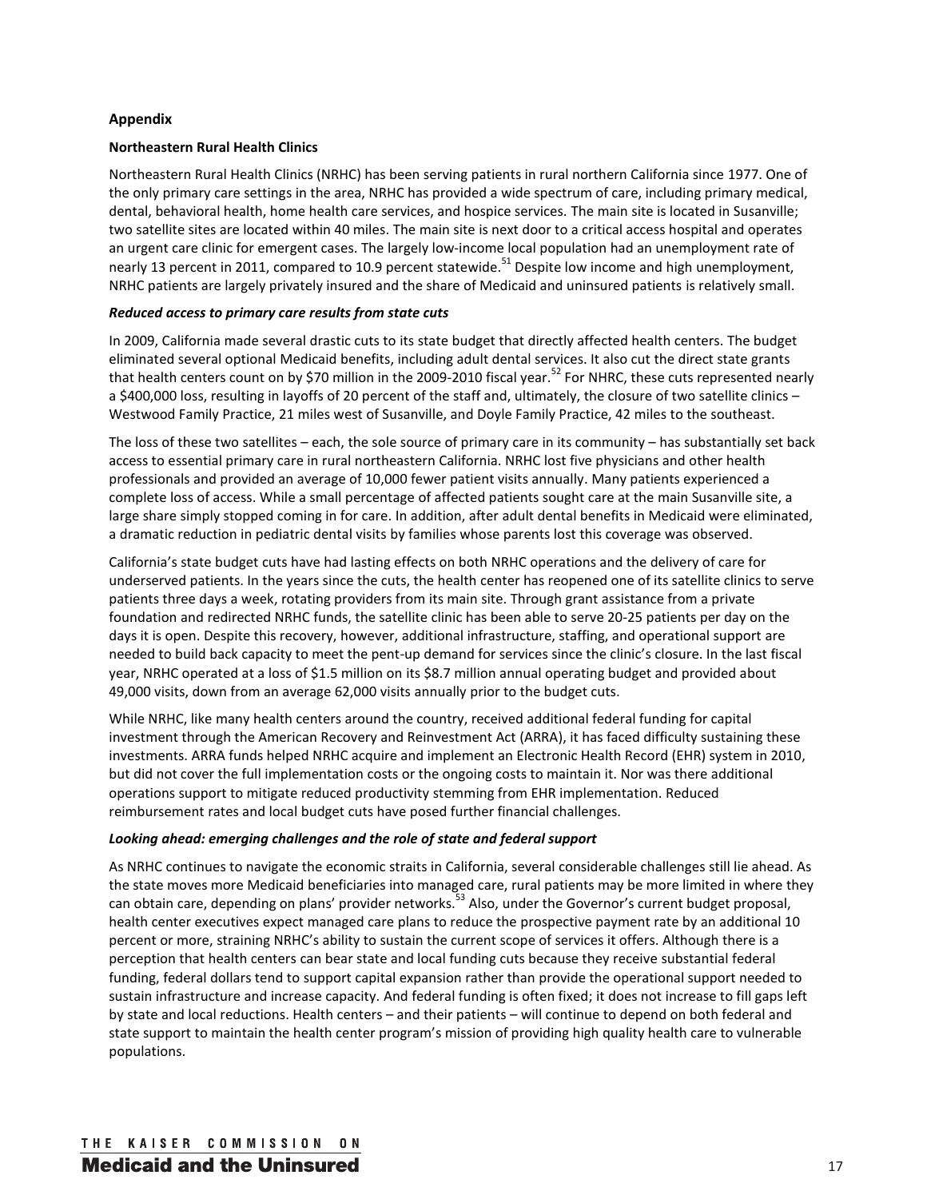## Appendix

### Northeastern Rural Health Clinics

Northeastern Rural Health Clinics (NRHC) has been serving patients in rural northern California since 1977. One of the only primary care settings in the area, NRHC has provided a wide spectrum of care, including primary medical, dental, behavioral health, home health care services, and hospice services. The main site is located in Susanville; two satellite sites are located within 40 miles. The main site is next door to a critical access hospital and operates an urgent care clinic for emergent cases. The largely low-income local population had an unemployment rate of nearly 13 percent in 2011, compared to 10.9 percent statewide.[51] Despite low income and high unemployment, NRHC patients are largely privately insured and the share of Medicaid and uninsured patients is relatively small.

#### *Reduced access to primary care results from state cuts*

In 2009, California made several drastic cuts to its state budget that directly affected health centers. The budget eliminated several optional Medicaid benefits, including adult dental services. It also cut the direct state grants that health centers count on by $70 million in the 2009-2010 fiscal year.[52] For NHRC, these cuts represented nearly a $400,000 loss, resulting in layoffs of 20 percent of the staff and, ultimately, the closure of two satellite clinics – Westwood Family Practice, 21 miles west of Susanville, and Doyle Family Practice, 42 miles to the southeast.

The loss of these two satellites – each, the sole source of primary care in its community – has substantially set back access to essential primary care in rural northeastern California. NRHC lost five physicians and other health professionals and provided an average of 10,000 fewer patient visits annually. Many patients experienced a complete loss of access. While a small percentage of affected patients sought care at the main Susanville site, a large share simply stopped coming in for care. In addition, after adult dental benefits in Medicaid were eliminated, a dramatic reduction in pediatric dental visits by families whose parents lost this coverage was observed.

California's state budget cuts have had lasting effects on both NRHC operations and the delivery of care for underserved patients. In the years since the cuts, the health center has reopened one of its satellite clinics to serve patients three days a week, rotating providers from its main site. Through grant assistance from a private foundation and redirected NRHC funds, the satellite clinic has been able to serve 20-25 patients per day on the days it is open. Despite this recovery, however, additional infrastructure, staffing, and operational support are needed to build back capacity to meet the pent-up demand for services since the clinic's closure. In the last fiscal year, NRHC operated at a loss of $1.5 million on its $8.7 million annual operating budget and provided about 49,000 visits, down from an average 62,000 visits annually prior to the budget cuts.

While NRHC, like many health centers around the country, received additional federal funding for capital investment through the American Recovery and Reinvestment Act (ARRA), it has faced difficulty sustaining these investments. ARRA funds helped NRHC acquire and implement an Electronic Health Record (EHR) system in 2010, but did not cover the full implementation costs or the ongoing costs to maintain it. Nor was there additional operations support to mitigate reduced productivity stemming from EHR implementation. Reduced reimbursement rates and local budget cuts have posed further financial challenges.

#### *Looking ahead: emerging challenges and the role of state and federal support*

As NRHC continues to navigate the economic straits in California, several considerable challenges still lie ahead. As the state moves more Medicaid beneficiaries into managed care, rural patients may be more limited in where they can obtain care, depending on plans' provider networks.[53] Also, under the Governor's current budget proposal, health center executives expect managed care plans to reduce the prospective payment rate by an additional 10 percent or more, straining NRHC's ability to sustain the current scope of services it offers. Although there is a perception that health centers can bear state and local funding cuts because they receive substantial federal funding, federal dollars tend to support capital expansion rather than provide the operational support needed to sustain infrastructure and increase capacity. And federal funding is often fixed; it does not increase to fill gaps left by state and local reductions. Health centers – and their patients – will continue to depend on both federal and state support to maintain the health center program's mission of providing high quality health care to vulnerable populations.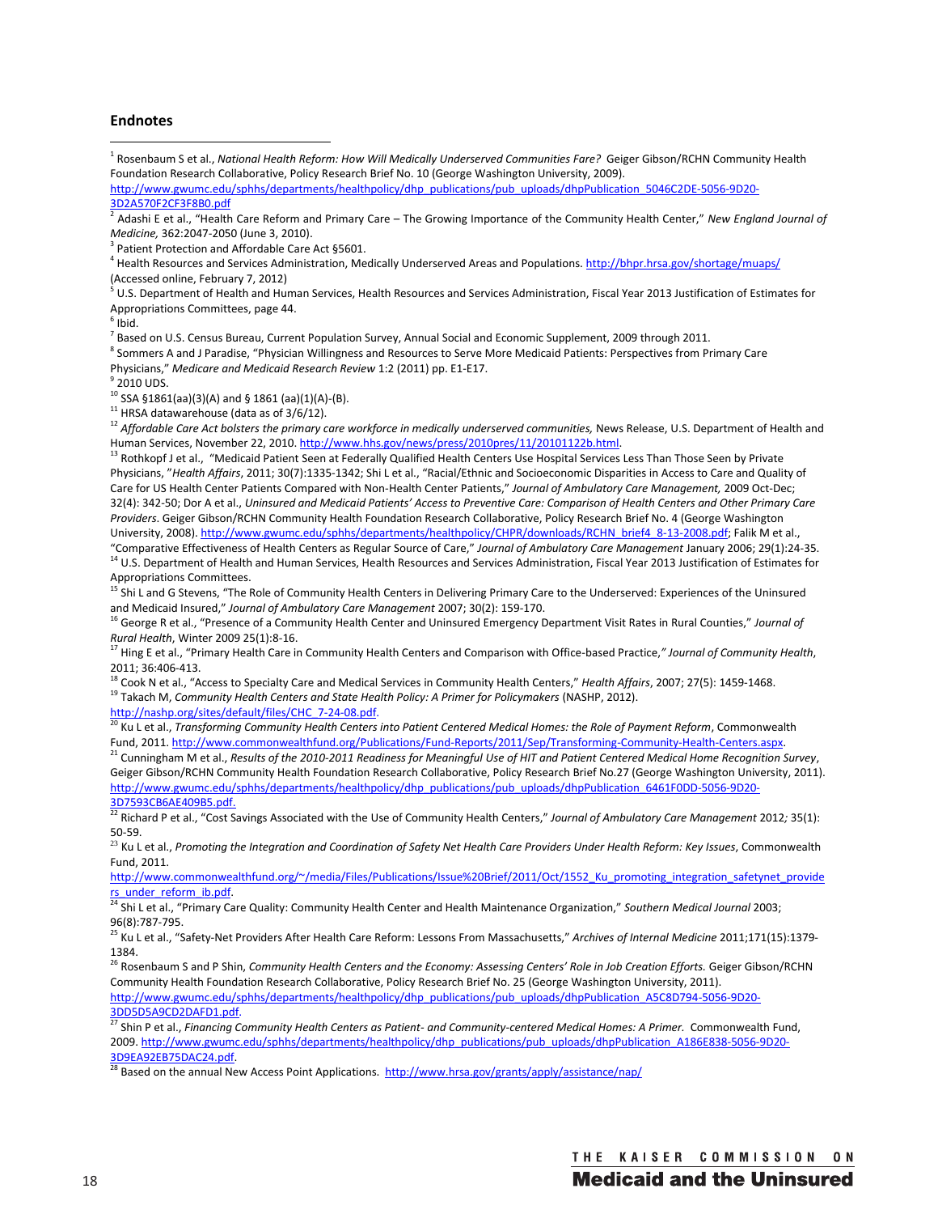## Endnotes

[1] Rosenbaum S et al., *National Health Reform: How Will Medically Underserved Communities Fare?* Geiger Gibson/RCHN Community Health Foundation Research Collaborative, Policy Research Brief No. 10 (George Washington University, 2009). http://www.gwumc.edu/sphhs/departments/healthpolicy/dhp_publications/pub_uploads/dhpPublication_5046C2DE-5056-9D20-3D2A570F2CF3F8B0.pdf

[2] Adashi E et al., "Health Care Reform and Primary Care – The Growing Importance of the Community Health Center," *New England Journal of Medicine,* 362:2047-2050 (June 3, 2010).

[3] Patient Protection and Affordable Care Act §5601.

[4] Health Resources and Services Administration, Medically Underserved Areas and Populations. http://bhpr.hrsa.gov/shortage/muaps/ (Accessed online, February 7, 2012)

[5] U.S. Department of Health and Human Services, Health Resources and Services Administration, Fiscal Year 2013 Justification of Estimates for Appropriations Committees, page 44.

[6] Ibid.

[7] Based on U.S. Census Bureau, Current Population Survey, Annual Social and Economic Supplement, 2009 through 2011.

[8] Sommers A and J Paradise, "Physician Willingness and Resources to Serve More Medicaid Patients: Perspectives from Primary Care Physicians," *Medicare and Medicaid Research Review* 1:2 (2011) pp. E1-E17.

[9] 2010 UDS.

[10] SSA §1861(aa)(3)(A) and § 1861 (aa)(1)(A)-(B).

[11] HRSA datawarehouse (data as of 3/6/12).

[12] *Affordable Care Act bolsters the primary care workforce in medically underserved communities,* News Release, U.S. Department of Health and Human Services, November 22, 2010. http://www.hhs.gov/news/press/2010pres/11/20101122b.html.

[13] Rothkopf J et al., "Medicaid Patient Seen at Federally Qualified Health Centers Use Hospital Services Less Than Those Seen by Private Physicians,"*Health Affairs*, 2011; 30(7):1335-1342; Shi L et al., "Racial/Ethnic and Socioeconomic Disparities in Access to Care and Quality of Care for US Health Center Patients Compared with Non-Health Center Patients," *Journal of Ambulatory Care Management,* 2009 Oct-Dec; 32(4): 342-50; Dor A et al., *Uninsured and Medicaid Patients' Access to Preventive Care: Comparison of Health Centers and Other Primary Care Providers*. Geiger Gibson/RCHN Community Health Foundation Research Collaborative, Policy Research Brief No. 4 (George Washington University, 2008). http://www.gwumc.edu/sphhs/departments/healthpolicy/CHPR/downloads/RCHN_brief4_8-13-2008.pdf; Falik M et al., "Comparative Effectiveness of Health Centers as Regular Source of Care," *Journal of Ambulatory Care Management* January 2006; 29(1):24-35.

[14] U.S. Department of Health and Human Services, Health Resources and Services Administration, Fiscal Year 2013 Justification of Estimates for Appropriations Committees.

[15] Shi L and G Stevens, "The Role of Community Health Centers in Delivering Primary Care to the Underserved: Experiences of the Uninsured and Medicaid Insured," *Journal of Ambulatory Care Management* 2007; 30(2): 159-170.

[16] George R et al., "Presence of a Community Health Center and Uninsured Emergency Department Visit Rates in Rural Counties," *Journal of Rural Health*, Winter 2009 25(1):8-16.

[17] Hing E et al., "Primary Health Care in Community Health Centers and Comparison with Office-based Practice,*" Journal of Community Health*, 2011; 36:406-413.

[18] Cook N et al., "Access to Specialty Care and Medical Services in Community Health Centers," *Health Affairs*, 2007; 27(5): 1459-1468.

[19] Takach M, *Community Health Centers and State Health Policy: A Primer for Policymakers* (NASHP, 2012). http://nashp.org/sites/default/files/CHC_7-24-08.pdf.

[20] Ku L et al., *Transforming Community Health Centers into Patient Centered Medical Homes: the Role of Payment Reform*, Commonwealth Fund, 2011. http://www.commonwealthfund.org/Publications/Fund-Reports/2011/Sep/Transforming-Community-Health-Centers.aspx.

[21] Cunningham M et al., *Results of the 2010-2011 Readiness for Meaningful Use of HIT and Patient Centered Medical Home Recognition Survey*, Geiger Gibson/RCHN Community Health Foundation Research Collaborative, Policy Research Brief No.27 (George Washington University, 2011). http://www.gwumc.edu/sphhs/departments/healthpolicy/dhp_publications/pub_uploads/dhpPublication_6461F0DD-5056-9D20-3D7593CB6AE409B5.pdf.

[22] Richard P et al., "Cost Savings Associated with the Use of Community Health Centers," *Journal of Ambulatory Care Management* 2012*;* 35(1): 50-59.

[23] Ku L et al., *Promoting the Integration and Coordination of Safety Net Health Care Providers Under Health Reform: Key Issues*, Commonwealth Fund, 2011. http://www.commonwealthfund.org/~/media/Files/Publications/Issue%20Brief/2011/Oct/1552_Ku_promoting_integration_safetynet_providers_under_reform_ib.pdf.

[24] Shi L et al., "Primary Care Quality: Community Health Center and Health Maintenance Organization," *Southern Medical Journal* 2003; 96(8):787-795.

[25] Ku L et al., "Safety-Net Providers After Health Care Reform: Lessons From Massachusetts," *Archives of Internal Medicine* 2011;171(15):1379-1384.

[26] Rosenbaum S and P Shin, *Community Health Centers and the Economy: Assessing Centers' Role in Job Creation Efforts.* Geiger Gibson/RCHN Community Health Foundation Research Collaborative, Policy Research Brief No. 25 (George Washington University, 2011). http://www.gwumc.edu/sphhs/departments/healthpolicy/dhp_publications/pub_uploads/dhpPublication_A5C8D794-5056-9D20-3DD5D5A9CD2DAFD1.pdf.

[27] Shin P et al., *Financing Community Health Centers as Patient- and Community-centered Medical Homes: A Primer.* Commonwealth Fund, 2009. http://www.gwumc.edu/sphhs/departments/healthpolicy/dhp_publications/pub_uploads/dhpPublication_A186E838-5056-9D20-3D9EA92EB75DAC24.pdf.

[28] Based on the annual New Access Point Applications. http://www.hrsa.gov/grants/apply/assistance/nap/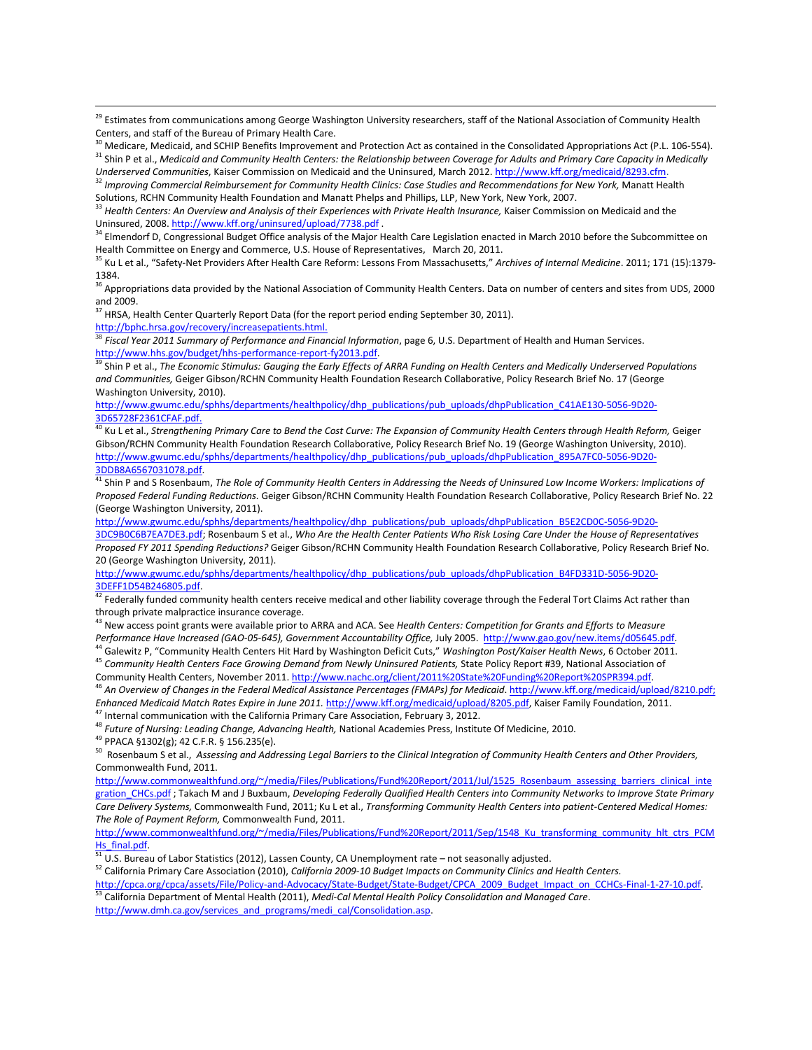[29] Estimates from communications among George Washington University researchers, staff of the National Association of Community Health Centers, and staff of the Bureau of Primary Health Care.

[30] Medicare, Medicaid, and SCHIP Benefits Improvement and Protection Act as contained in the Consolidated Appropriations Act (P.L. 106-554).

[31] Shin P et al., *Medicaid and Community Health Centers: the Relationship between Coverage for Adults and Primary Care Capacity in Medically Underserved Communities*, Kaiser Commission on Medicaid and the Uninsured, March 2012. http://www.kff.org/medicaid/8293.cfm.

[32] *Improving Commercial Reimbursement for Community Health Clinics: Case Studies and Recommendations for New York,* Manatt Health Solutions, RCHN Community Health Foundation and Manatt Phelps and Phillips, LLP, New York, New York, 2007.

[33] *Health Centers: An Overview and Analysis of their Experiences with Private Health Insurance,* Kaiser Commission on Medicaid and the Uninsured, 2008. http://www.kff.org/uninsured/upload/7738.pdf .

[34] Elmendorf D, Congressional Budget Office analysis of the Major Health Care Legislation enacted in March 2010 before the Subcommittee on Health Committee on Energy and Commerce, U.S. House of Representatives, March 20, 2011.

[35] Ku L et al., "Safety-Net Providers After Health Care Reform: Lessons From Massachusetts," *Archives of Internal Medicine*. 2011; 171 (15):1379-1384.

[36] Appropriations data provided by the National Association of Community Health Centers. Data on number of centers and sites from UDS, 2000 and 2009.

[37] HRSA, Health Center Quarterly Report Data (for the report period ending September 30, 2011). http://bphc.hrsa.gov/recovery/increasepatients.html.

[38] *Fiscal Year 2011 Summary of Performance and Financial Information*, page 6, U.S. Department of Health and Human Services. http://www.hhs.gov/budget/hhs-performance-report-fy2013.pdf.

[39] Shin P et al., *The Economic Stimulus: Gauging the Early Effects of ARRA Funding on Health Centers and Medically Underserved Populations and Communities,* Geiger Gibson/RCHN Community Health Foundation Research Collaborative, Policy Research Brief No. 17 (George Washington University, 2010). http://www.gwumc.edu/sphhs/departments/healthpolicy/dhp_publications/pub_uploads/dhpPublication_C41AE130-5056-9D20-3D65728F2361CFAF.pdf.

[40] Ku L et al., *Strengthening Primary Care to Bend the Cost Curve: The Expansion of Community Health Centers through Health Reform,* Geiger Gibson/RCHN Community Health Foundation Research Collaborative, Policy Research Brief No. 19 (George Washington University, 2010). http://www.gwumc.edu/sphhs/departments/healthpolicy/dhp_publications/pub_uploads/dhpPublication_895A7FC0-5056-9D20-3DDB8A6567031078.pdf.

[41] Shin P and S Rosenbaum, *The Role of Community Health Centers in Addressing the Needs of Uninsured Low Income Workers: Implications of Proposed Federal Funding Reductions.* Geiger Gibson/RCHN Community Health Foundation Research Collaborative, Policy Research Brief No. 22 (George Washington University, 2011). http://www.gwumc.edu/sphhs/departments/healthpolicy/dhp_publications/pub_uploads/dhpPublication_B5E2CD0C-5056-9D20-3DC9B0C6B7EA7DE3.pdf; Rosenbaum S et al., *Who Are the Health Center Patients Who Risk Losing Care Under the House of Representatives Proposed FY 2011 Spending Reductions?* Geiger Gibson/RCHN Community Health Foundation Research Collaborative, Policy Research Brief No. 20 (George Washington University, 2011). http://www.gwumc.edu/sphhs/departments/healthpolicy/dhp_publications/pub_uploads/dhpPublication_B4FD331D-5056-9D20-3DEFF1D54B246805.pdf.

[42] Federally funded community health centers receive medical and other liability coverage through the Federal Tort Claims Act rather than through private malpractice insurance coverage.

[43] New access point grants were available prior to ARRA and ACA. See *Health Centers: Competition for Grants and Efforts to Measure Performance Have Increased (GAO-05-645), Government Accountability Office,* July 2005. http://www.gao.gov/new.items/d05645.pdf.

[44] Galewitz P, "Community Health Centers Hit Hard by Washington Deficit Cuts," *Washington Post/Kaiser Health News*, 6 October 2011.

[45] *Community Health Centers Face Growing Demand from Newly Uninsured Patients,* State Policy Report #39, National Association of Community Health Centers, November 2011. http://www.nachc.org/client/2011%20State%20Funding%20Report%20SPR394.pdf.

[46] *An Overview of Changes in the Federal Medical Assistance Percentages (FMAPs) for Medicaid*. http://www.kff.org/medicaid/upload/8210.pdf; *Enhanced Medicaid Match Rates Expire in June 2011.* http://www.kff.org/medicaid/upload/8205.pdf, Kaiser Family Foundation, 2011.

[47] Internal communication with the California Primary Care Association, February 3, 2012.

[48] *Future of Nursing: Leading Change, Advancing Health,* National Academies Press, Institute Of Medicine, 2010.

[49] PPACA §1302(g); 42 C.F.R. § 156.235(e).

[50] Rosenbaum S et al., *Assessing and Addressing Legal Barriers to the Clinical Integration of Community Health Centers and Other Providers,* Commonwealth Fund, 2011. http://www.commonwealthfund.org/~/media/Files/Publications/Fund%20Report/2011/Jul/1525_Rosenbaum_assessing_barriers_clinical_integration_CHCs.pdf ; Takach M and J Buxbaum, *Developing Federally Qualified Health Centers into Community Networks to Improve State Primary Care Delivery Systems,* Commonwealth Fund, 2011; Ku L et al., *Transforming Community Health Centers into patient-Centered Medical Homes: The Role of Payment Reform,* Commonwealth Fund, 2011. http://www.commonwealthfund.org/~/media/Files/Publications/Fund%20Report/2011/Sep/1548_Ku_transforming_community_hlt_ctrs_PCMHs_final.pdf.

[51] U.S. Bureau of Labor Statistics (2012), Lassen County, CA Unemployment rate – not seasonally adjusted.

[52] California Primary Care Association (2010), *California 2009-10 Budget Impacts on Community Clinics and Health Centers.* http://cpca.org/cpca/assets/File/Policy-and-Advocacy/State-Budget/State-Budget/CPCA_2009_Budget_Impact_on_CCHCs-Final-1-27-10.pdf.

[53] California Department of Mental Health (2011), *Medi-Cal Mental Health Policy Consolidation and Managed Care*. http://www.dmh.ca.gov/services_and_programs/medi_cal/Consolidation.asp.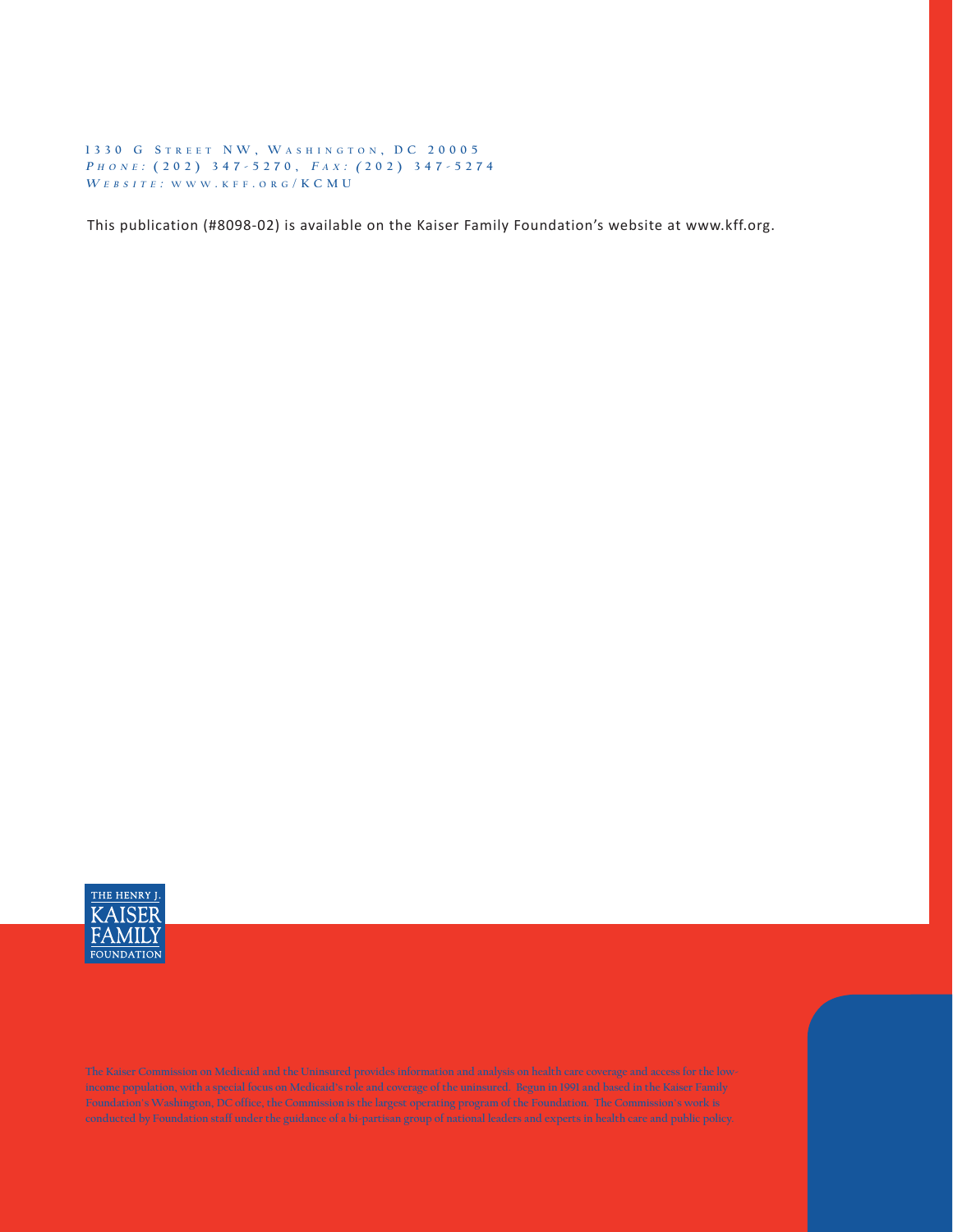1330 G Street NW, Washington, DC 20005
*Phone:* (202) 347-5270, *Fax:* (202) 347-5274
*Website:* www.kff.org/KCMU

This publication (#8098-02) is available on the Kaiser Family Foundation's website at www.kff.org.

THE HENRY J.
KAISER
FAMILY
FOUNDATION

The Kaiser Commission on Medicaid and the Uninsured provides information and analysis on health care coverage and access for the low-income population, with a special focus on Medicaid's role and coverage of the uninsured. Begun in 1991 and based in the Kaiser Family Foundation's Washington, DC office, the Commission is the largest operating program of the Foundation. The Commission's work is conducted by Foundation staff under the guidance of a bi-partisan group of national leaders and experts in health care and public policy.